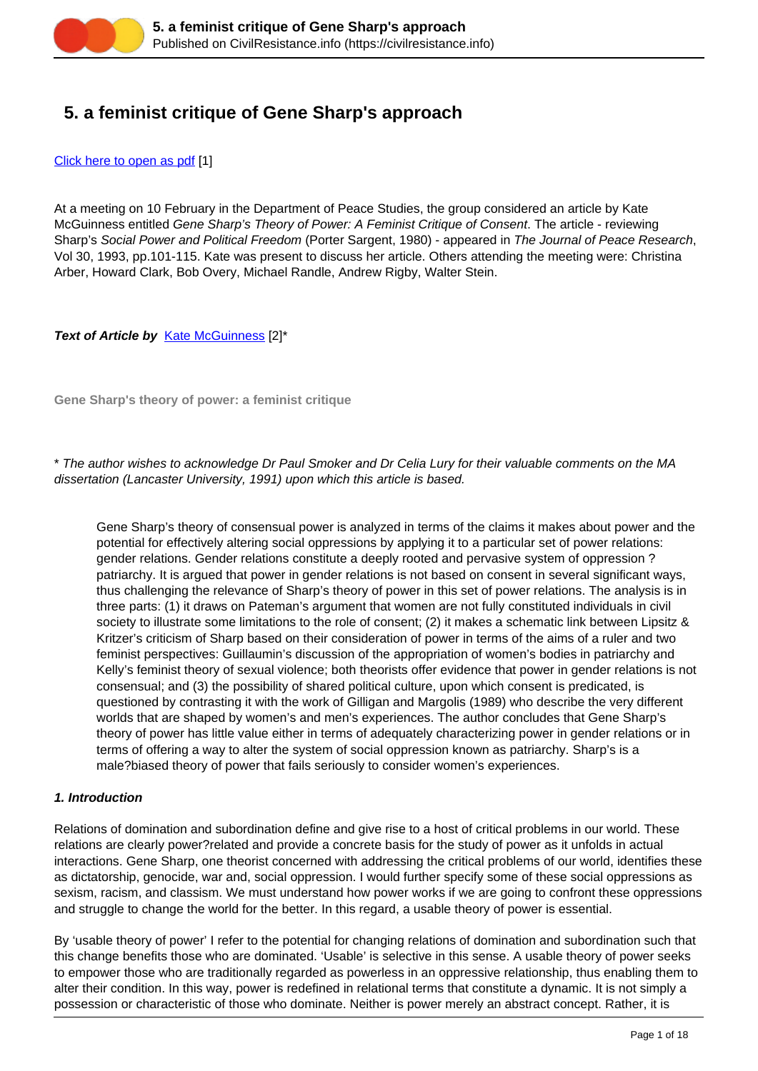# 5. a feminist critique of Gene Sharp's approach

[Click here to open as pdf](#) [1]

At a meeting on 10 February in the Department of Peace Studies, the group considered an article by Kate McGuinness entitled *Gene Sharp's Theory of Power: A Feminist Critique of Consent*. The article - reviewing Sharp's *Social Power and Political Freedom* (Porter Sargent, 1980) - appeared in *The Journal of Peace Research*, Vol 30, 1993, pp.101-115. Kate was present to discuss her article. Others attending the meeting were: Christina Arber, Howard Clark, Bob Overy, Michael Randle, Andrew Rigby, Walter Stein.

***Text of Article by*** [Kate McGuinness](#) [2]*

**Gene Sharp's theory of power: a feminist critique**

* *The author wishes to acknowledge Dr Paul Smoker and Dr Celia Lury for their valuable comments on the MA dissertation (Lancaster University, 1991) upon which this article is based.*

> Gene Sharp's theory of consensual power is analyzed in terms of the claims it makes about power and the potential for effectively altering social oppressions by applying it to a particular set of power relations: gender relations. Gender relations constitute a deeply rooted and pervasive system of oppression ? patriarchy. It is argued that power in gender relations is not based on consent in several significant ways, thus challenging the relevance of Sharp's theory of power in this set of power relations. The analysis is in three parts: (1) it draws on Pateman's argument that women are not fully constituted individuals in civil society to illustrate some limitations to the role of consent; (2) it makes a schematic link between Lipsitz & Kritzer's criticism of Sharp based on their consideration of power in terms of the aims of a ruler and two feminist perspectives: Guillaumin's discussion of the appropriation of women's bodies in patriarchy and Kelly's feminist theory of sexual violence; both theorists offer evidence that power in gender relations is not consensual; and (3) the possibility of shared political culture, upon which consent is predicated, is questioned by contrasting it with the work of Gilligan and Margolis (1989) who describe the very different worlds that are shaped by women's and men's experiences. The author concludes that Gene Sharp's theory of power has little value either in terms of adequately characterizing power in gender relations or in terms of offering a way to alter the system of social oppression known as patriarchy. Sharp's is a male?biased theory of power that fails seriously to consider women's experiences.

***1. Introduction***

Relations of domination and subordination define and give rise to a host of critical problems in our world. These relations are clearly power?related and provide a concrete basis for the study of power as it unfolds in actual interactions. Gene Sharp, one theorist concerned with addressing the critical problems of our world, identifies these as dictatorship, genocide, war and, social oppression. I would further specify some of these social oppressions as sexism, racism, and classism. We must understand how power works if we are going to confront these oppressions and struggle to change the world for the better. In this regard, a usable theory of power is essential.

By 'usable theory of power' I refer to the potential for changing relations of domination and subordination such that this change benefits those who are dominated. 'Usable' is selective in this sense. A usable theory of power seeks to empower those who are traditionally regarded as powerless in an oppressive relationship, thus enabling them to alter their condition. In this way, power is redefined in relational terms that constitute a dynamic. It is not simply a possession or characteristic of those who dominate. Neither is power merely an abstract concept. Rather, it is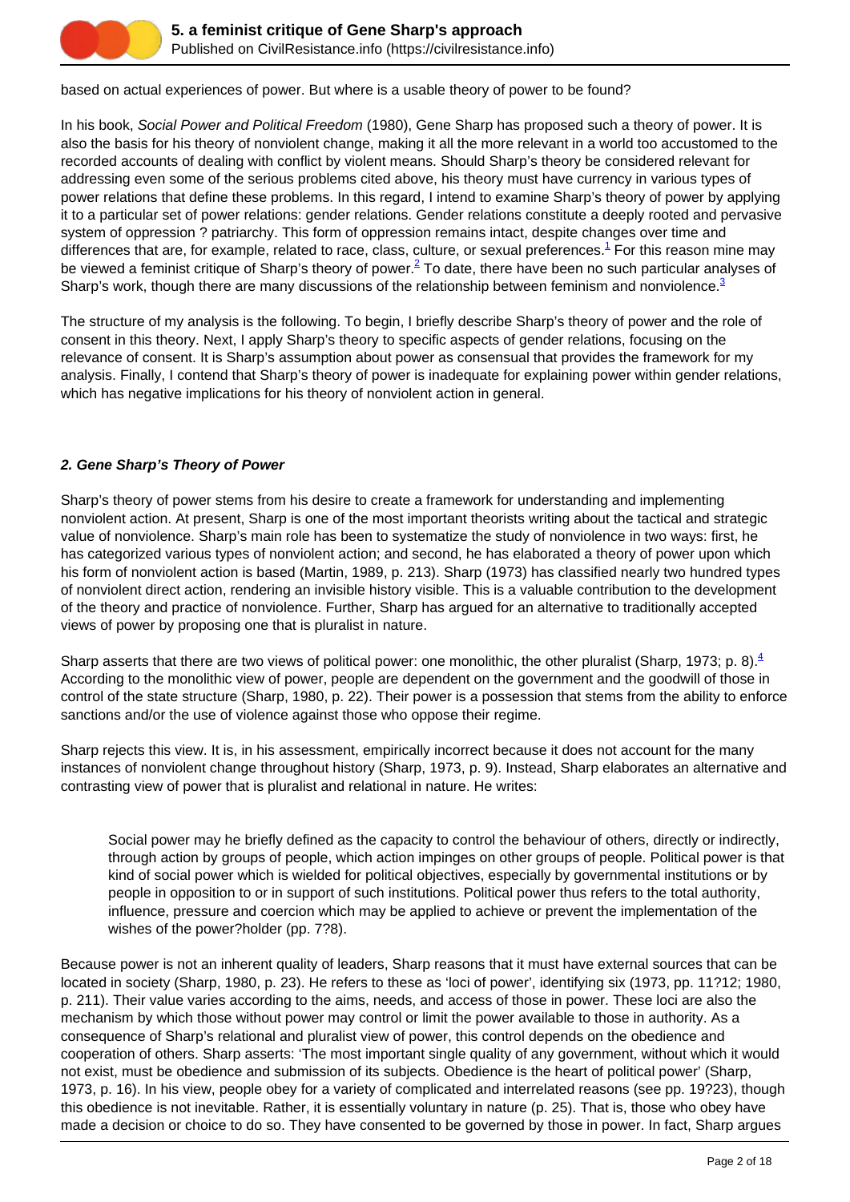based on actual experiences of power. But where is a usable theory of power to be found?

In his book, *Social Power and Political Freedom* (1980), Gene Sharp has proposed such a theory of power. It is also the basis for his theory of nonviolent change, making it all the more relevant in a world too accustomed to the recorded accounts of dealing with conflict by violent means. Should Sharp's theory be considered relevant for addressing even some of the serious problems cited above, his theory must have currency in various types of power relations that define these problems. In this regard, I intend to examine Sharp's theory of power by applying it to a particular set of power relations: gender relations. Gender relations constitute a deeply rooted and pervasive system of oppression ? patriarchy. This form of oppression remains intact, despite changes over time and differences that are, for example, related to race, class, culture, or sexual preferences.[1] For this reason mine may be viewed a feminist critique of Sharp's theory of power.[2] To date, there have been no such particular analyses of Sharp's work, though there are many discussions of the relationship between feminism and nonviolence.[3]

The structure of my analysis is the following. To begin, I briefly describe Sharp's theory of power and the role of consent in this theory. Next, I apply Sharp's theory to specific aspects of gender relations, focusing on the relevance of consent. It is Sharp's assumption about power as consensual that provides the framework for my analysis. Finally, I contend that Sharp's theory of power is inadequate for explaining power within gender relations, which has negative implications for his theory of nonviolent action in general.

## *2. Gene Sharp's Theory of Power*

Sharp's theory of power stems from his desire to create a framework for understanding and implementing nonviolent action. At present, Sharp is one of the most important theorists writing about the tactical and strategic value of nonviolence. Sharp's main role has been to systematize the study of nonviolence in two ways: first, he has categorized various types of nonviolent action; and second, he has elaborated a theory of power upon which his form of nonviolent action is based (Martin, 1989, p. 213). Sharp (1973) has classified nearly two hundred types of nonviolent direct action, rendering an invisible history visible. This is a valuable contribution to the development of the theory and practice of nonviolence. Further, Sharp has argued for an alternative to traditionally accepted views of power by proposing one that is pluralist in nature.

Sharp asserts that there are two views of political power: one monolithic, the other pluralist (Sharp, 1973; p. 8).[4] According to the monolithic view of power, people are dependent on the government and the goodwill of those in control of the state structure (Sharp, 1980, p. 22). Their power is a possession that stems from the ability to enforce sanctions and/or the use of violence against those who oppose their regime.

Sharp rejects this view. It is, in his assessment, empirically incorrect because it does not account for the many instances of nonviolent change throughout history (Sharp, 1973, p. 9). Instead, Sharp elaborates an alternative and contrasting view of power that is pluralist and relational in nature. He writes:

> Social power may he briefly defined as the capacity to control the behaviour of others, directly or indirectly, through action by groups of people, which action impinges on other groups of people. Political power is that kind of social power which is wielded for political objectives, especially by governmental institutions or by people in opposition to or in support of such institutions. Political power thus refers to the total authority, influence, pressure and coercion which may be applied to achieve or prevent the implementation of the wishes of the power?holder (pp. 7?8).

Because power is not an inherent quality of leaders, Sharp reasons that it must have external sources that can be located in society (Sharp, 1980, p. 23). He refers to these as 'loci of power', identifying six (1973, pp. 11?12; 1980, p. 211). Their value varies according to the aims, needs, and access of those in power. These loci are also the mechanism by which those without power may control or limit the power available to those in authority. As a consequence of Sharp's relational and pluralist view of power, this control depends on the obedience and cooperation of others. Sharp asserts: 'The most important single quality of any government, without which it would not exist, must be obedience and submission of its subjects. Obedience is the heart of political power' (Sharp, 1973, p. 16). In his view, people obey for a variety of complicated and interrelated reasons (see pp. 19?23), though this obedience is not inevitable. Rather, it is essentially voluntary in nature (p. 25). That is, those who obey have made a decision or choice to do so. They have consented to be governed by those in power. In fact, Sharp argues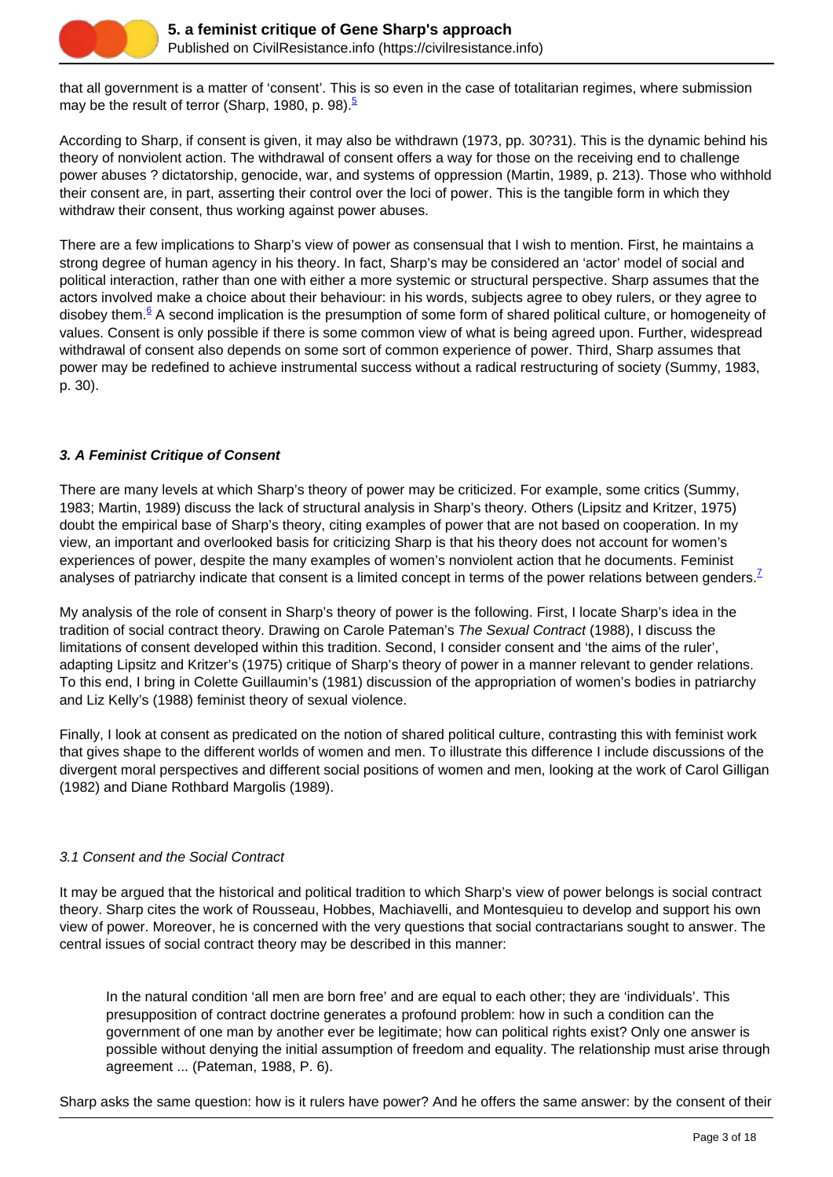that all government is a matter of 'consent'. This is so even in the case of totalitarian regimes, where submission may be the result of terror (Sharp, 1980, p. 98).[5]

According to Sharp, if consent is given, it may also be withdrawn (1973, pp. 30?31). This is the dynamic behind his theory of nonviolent action. The withdrawal of consent offers a way for those on the receiving end to challenge power abuses ? dictatorship, genocide, war, and systems of oppression (Martin, 1989, p. 213). Those who withhold their consent are, in part, asserting their control over the loci of power. This is the tangible form in which they withdraw their consent, thus working against power abuses.

There are a few implications to Sharp's view of power as consensual that I wish to mention. First, he maintains a strong degree of human agency in his theory. In fact, Sharp's may be considered an 'actor' model of social and political interaction, rather than one with either a more systemic or structural perspective. Sharp assumes that the actors involved make a choice about their behaviour: in his words, subjects agree to obey rulers, or they agree to disobey them.[6] A second implication is the presumption of some form of shared political culture, or homogeneity of values. Consent is only possible if there is some common view of what is being agreed upon. Further, widespread withdrawal of consent also depends on some sort of common experience of power. Third, Sharp assumes that power may be redefined to achieve instrumental success without a radical restructuring of society (Summy, 1983, p. 30).

### ***3. A Feminist Critique of Consent***

There are many levels at which Sharp's theory of power may be criticized. For example, some critics (Summy, 1983; Martin, 1989) discuss the lack of structural analysis in Sharp's theory. Others (Lipsitz and Kritzer, 1975) doubt the empirical base of Sharp's theory, citing examples of power that are not based on cooperation. In my view, an important and overlooked basis for criticizing Sharp is that his theory does not account for women's experiences of power, despite the many examples of women's nonviolent action that he documents. Feminist analyses of patriarchy indicate that consent is a limited concept in terms of the power relations between genders.[7]

My analysis of the role of consent in Sharp's theory of power is the following. First, I locate Sharp's idea in the tradition of social contract theory. Drawing on Carole Pateman's *The Sexual Contract* (1988), I discuss the limitations of consent developed within this tradition. Second, I consider consent and 'the aims of the ruler', adapting Lipsitz and Kritzer's (1975) critique of Sharp's theory of power in a manner relevant to gender relations. To this end, I bring in Colette Guillaumin's (1981) discussion of the appropriation of women's bodies in patriarchy and Liz Kelly's (1988) feminist theory of sexual violence.

Finally, I look at consent as predicated on the notion of shared political culture, contrasting this with feminist work that gives shape to the different worlds of women and men. To illustrate this difference I include discussions of the divergent moral perspectives and different social positions of women and men, looking at the work of Carol Gilligan (1982) and Diane Rothbard Margolis (1989).

#### *3.1 Consent and the Social Contract*

It may be argued that the historical and political tradition to which Sharp's view of power belongs is social contract theory. Sharp cites the work of Rousseau, Hobbes, Machiavelli, and Montesquieu to develop and support his own view of power. Moreover, he is concerned with the very questions that social contractarians sought to answer. The central issues of social contract theory may be described in this manner:

> In the natural condition 'all men are born free' and are equal to each other; they are 'individuals'. This presupposition of contract doctrine generates a profound problem: how in such a condition can the government of one man by another ever be legitimate; how can political rights exist? Only one answer is possible without denying the initial assumption of freedom and equality. The relationship must arise through agreement ... (Pateman, 1988, P. 6).

Sharp asks the same question: how is it rulers have power? And he offers the same answer: by the consent of their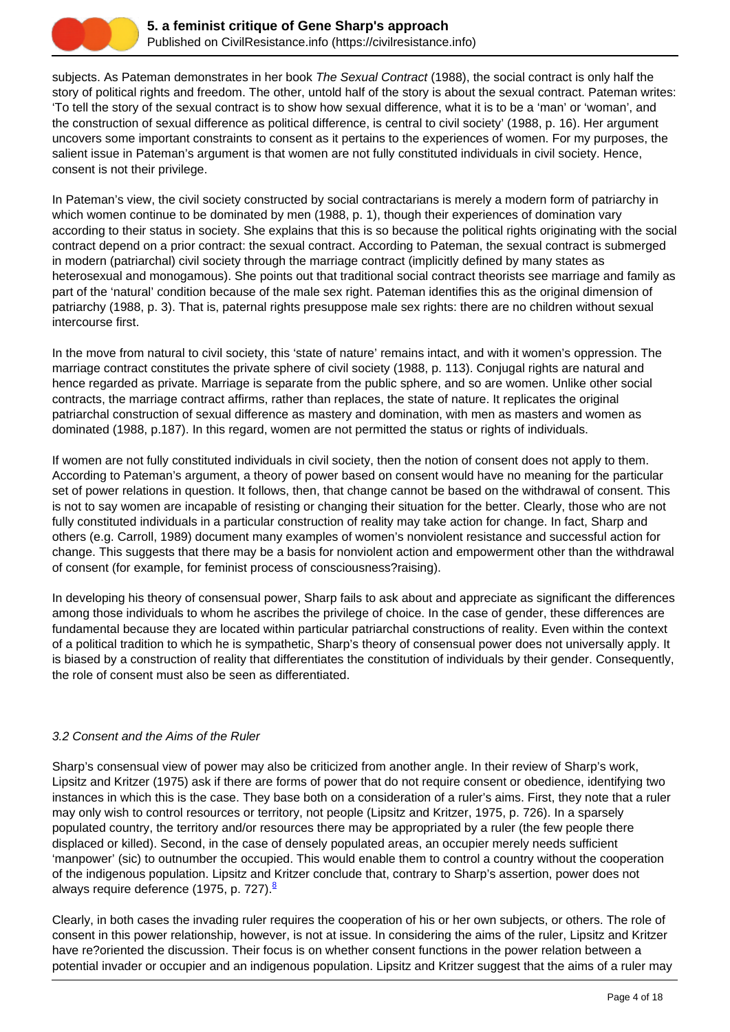subjects. As Pateman demonstrates in her book *The Sexual Contract* (1988), the social contract is only half the story of political rights and freedom. The other, untold half of the story is about the sexual contract. Pateman writes: 'To tell the story of the sexual contract is to show how sexual difference, what it is to be a 'man' or 'woman', and the construction of sexual difference as political difference, is central to civil society' (1988, p. 16). Her argument uncovers some important constraints to consent as it pertains to the experiences of women. For my purposes, the salient issue in Pateman's argument is that women are not fully constituted individuals in civil society. Hence, consent is not their privilege.

In Pateman's view, the civil society constructed by social contractarians is merely a modern form of patriarchy in which women continue to be dominated by men (1988, p. 1), though their experiences of domination vary according to their status in society. She explains that this is so because the political rights originating with the social contract depend on a prior contract: the sexual contract. According to Pateman, the sexual contract is submerged in modern (patriarchal) civil society through the marriage contract (implicitly defined by many states as heterosexual and monogamous). She points out that traditional social contract theorists see marriage and family as part of the 'natural' condition because of the male sex right. Pateman identifies this as the original dimension of patriarchy (1988, p. 3). That is, paternal rights presuppose male sex rights: there are no children without sexual intercourse first.

In the move from natural to civil society, this 'state of nature' remains intact, and with it women's oppression. The marriage contract constitutes the private sphere of civil society (1988, p. 113). Conjugal rights are natural and hence regarded as private. Marriage is separate from the public sphere, and so are women. Unlike other social contracts, the marriage contract affirms, rather than replaces, the state of nature. It replicates the original patriarchal construction of sexual difference as mastery and domination, with men as masters and women as dominated (1988, p.187). In this regard, women are not permitted the status or rights of individuals.

If women are not fully constituted individuals in civil society, then the notion of consent does not apply to them. According to Pateman's argument, a theory of power based on consent would have no meaning for the particular set of power relations in question. It follows, then, that change cannot be based on the withdrawal of consent. This is not to say women are incapable of resisting or changing their situation for the better. Clearly, those who are not fully constituted individuals in a particular construction of reality may take action for change. In fact, Sharp and others (e.g. Carroll, 1989) document many examples of women's nonviolent resistance and successful action for change. This suggests that there may be a basis for nonviolent action and empowerment other than the withdrawal of consent (for example, for feminist process of consciousness?raising).

In developing his theory of consensual power, Sharp fails to ask about and appreciate as significant the differences among those individuals to whom he ascribes the privilege of choice. In the case of gender, these differences are fundamental because they are located within particular patriarchal constructions of reality. Even within the context of a political tradition to which he is sympathetic, Sharp's theory of consensual power does not universally apply. It is biased by a construction of reality that differentiates the constitution of individuals by their gender. Consequently, the role of consent must also be seen as differentiated.

### *3.2 Consent and the Aims of the Ruler*

Sharp's consensual view of power may also be criticized from another angle. In their review of Sharp's work, Lipsitz and Kritzer (1975) ask if there are forms of power that do not require consent or obedience, identifying two instances in which this is the case. They base both on a consideration of a ruler's aims. First, they note that a ruler may only wish to control resources or territory, not people (Lipsitz and Kritzer, 1975, p. 726). In a sparsely populated country, the territory and/or resources there may be appropriated by a ruler (the few people there displaced or killed). Second, in the case of densely populated areas, an occupier merely needs sufficient 'manpower' (sic) to outnumber the occupied. This would enable them to control a country without the cooperation of the indigenous population. Lipsitz and Kritzer conclude that, contrary to Sharp's assertion, power does not always require deference (1975, p. 727).[8]

Clearly, in both cases the invading ruler requires the cooperation of his or her own subjects, or others. The role of consent in this power relationship, however, is not at issue. In considering the aims of the ruler, Lipsitz and Kritzer have re?oriented the discussion. Their focus is on whether consent functions in the power relation between a potential invader or occupier and an indigenous population. Lipsitz and Kritzer suggest that the aims of a ruler may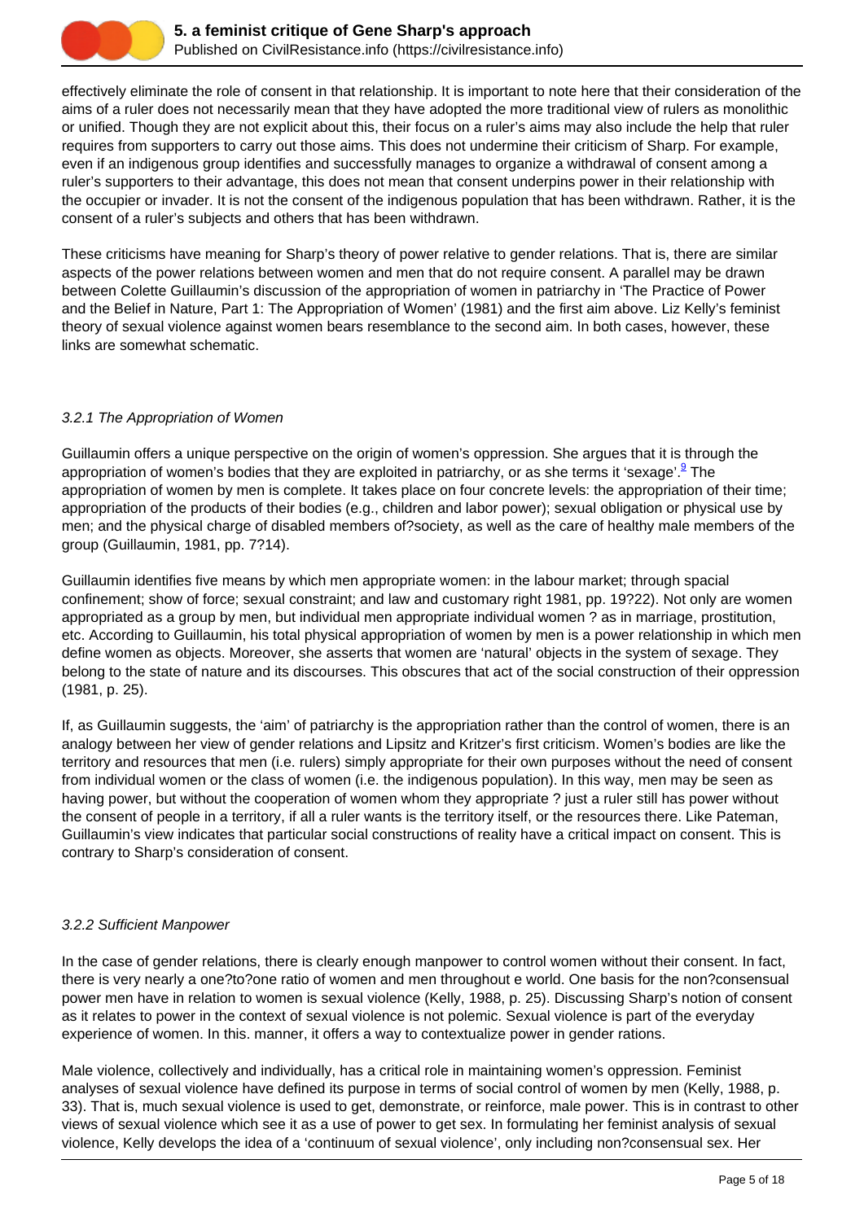effectively eliminate the role of consent in that relationship. It is important to note here that their consideration of the aims of a ruler does not necessarily mean that they have adopted the more traditional view of rulers as monolithic or unified. Though they are not explicit about this, their focus on a ruler's aims may also include the help that ruler requires from supporters to carry out those aims. This does not undermine their criticism of Sharp. For example, even if an indigenous group identifies and successfully manages to organize a withdrawal of consent among a ruler's supporters to their advantage, this does not mean that consent underpins power in their relationship with the occupier or invader. It is not the consent of the indigenous population that has been withdrawn. Rather, it is the consent of a ruler's subjects and others that has been withdrawn.

These criticisms have meaning for Sharp's theory of power relative to gender relations. That is, there are similar aspects of the power relations between women and men that do not require consent. A parallel may be drawn between Colette Guillaumin's discussion of the appropriation of women in patriarchy in 'The Practice of Power and the Belief in Nature, Part 1: The Appropriation of Women' (1981) and the first aim above. Liz Kelly's feminist theory of sexual violence against women bears resemblance to the second aim. In both cases, however, these links are somewhat schematic.

### *3.2.1 The Appropriation of Women*

Guillaumin offers a unique perspective on the origin of women's oppression. She argues that it is through the appropriation of women's bodies that they are exploited in patriarchy, or as she terms it 'sexage'.[9] The appropriation of women by men is complete. It takes place on four concrete levels: the appropriation of their time; appropriation of the products of their bodies (e.g., children and labor power); sexual obligation or physical use by men; and the physical charge of disabled members of?society, as well as the care of healthy male members of the group (Guillaumin, 1981, pp. 7?14).

Guillaumin identifies five means by which men appropriate women: in the labour market; through spacial confinement; show of force; sexual constraint; and law and customary right 1981, pp. 19?22). Not only are women appropriated as a group by men, but individual men appropriate individual women ? as in marriage, prostitution, etc. According to Guillaumin, his total physical appropriation of women by men is a power relationship in which men define women as objects. Moreover, she asserts that women are 'natural' objects in the system of sexage. They belong to the state of nature and its discourses. This obscures that act of the social construction of their oppression (1981, p. 25).

If, as Guillaumin suggests, the 'aim' of patriarchy is the appropriation rather than the control of women, there is an analogy between her view of gender relations and Lipsitz and Kritzer's first criticism. Women's bodies are like the territory and resources that men (i.e. rulers) simply appropriate for their own purposes without the need of consent from individual women or the class of women (i.e. the indigenous population). In this way, men may be seen as having power, but without the cooperation of women whom they appropriate ? just a ruler still has power without the consent of people in a territory, if all a ruler wants is the territory itself, or the resources there. Like Pateman, Guillaumin's view indicates that particular social constructions of reality have a critical impact on consent. This is contrary to Sharp's consideration of consent.

### *3.2.2 Sufficient Manpower*

In the case of gender relations, there is clearly enough manpower to control women without their consent. In fact, there is very nearly a one?to?one ratio of women and men throughout e world. One basis for the non?consensual power men have in relation to women is sexual violence (Kelly, 1988, p. 25). Discussing Sharp's notion of consent as it relates to power in the context of sexual violence is not polemic. Sexual violence is part of the everyday experience of women. In this. manner, it offers a way to contextualize power in gender rations.

Male violence, collectively and individually, has a critical role in maintaining women's oppression. Feminist analyses of sexual violence have defined its purpose in terms of social control of women by men (Kelly, 1988, p. 33). That is, much sexual violence is used to get, demonstrate, or reinforce, male power. This is in contrast to other views of sexual violence which see it as a use of power to get sex. In formulating her feminist analysis of sexual violence, Kelly develops the idea of a 'continuum of sexual violence', only including non?consensual sex. Her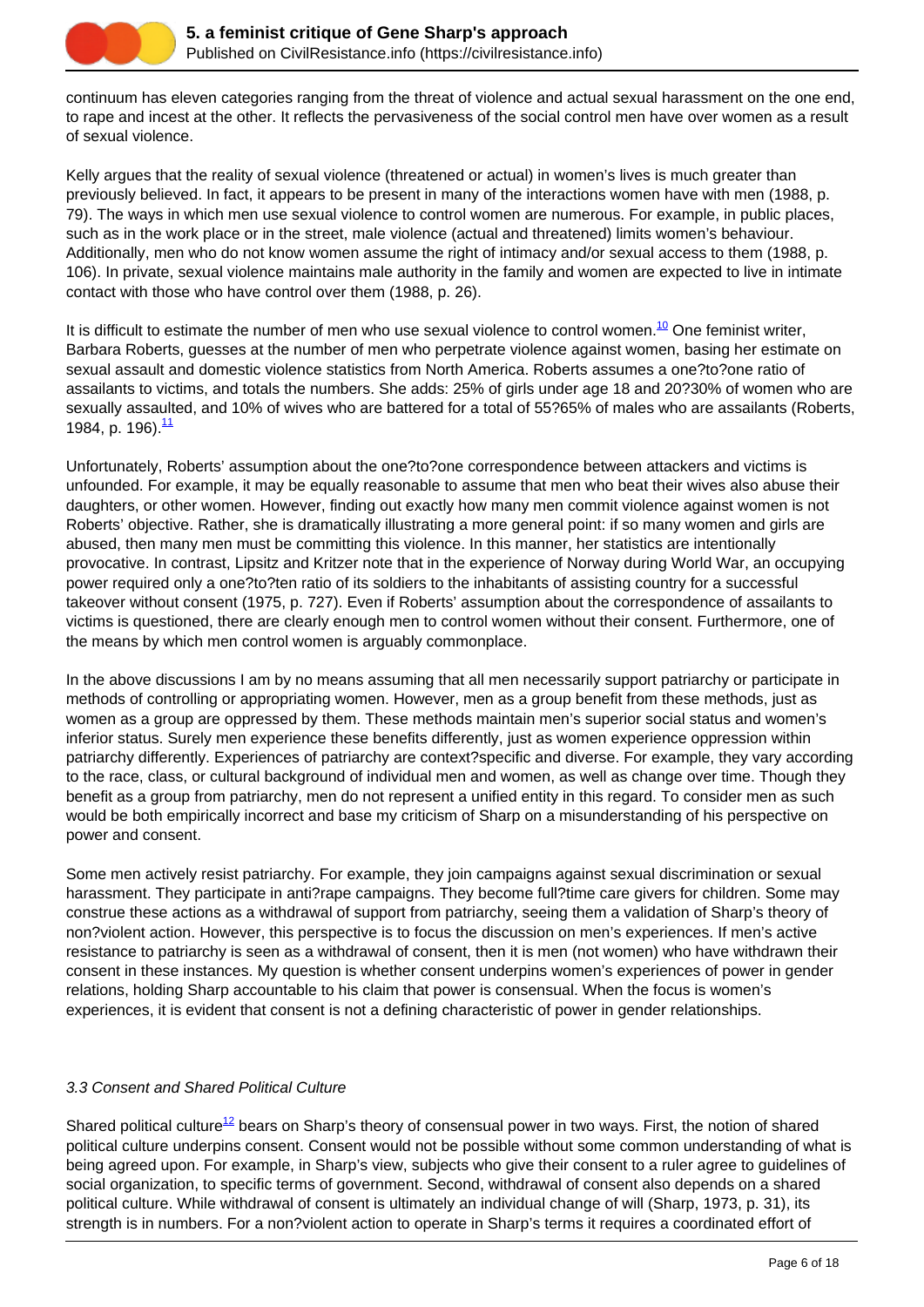continuum has eleven categories ranging from the threat of violence and actual sexual harassment on the one end, to rape and incest at the other. It reflects the pervasiveness of the social control men have over women as a result of sexual violence.

Kelly argues that the reality of sexual violence (threatened or actual) in women's lives is much greater than previously believed. In fact, it appears to be present in many of the interactions women have with men (1988, p. 79). The ways in which men use sexual violence to control women are numerous. For example, in public places, such as in the work place or in the street, male violence (actual and threatened) limits women's behaviour. Additionally, men who do not know women assume the right of intimacy and/or sexual access to them (1988, p. 106). In private, sexual violence maintains male authority in the family and women are expected to live in intimate contact with those who have control over them (1988, p. 26).

It is difficult to estimate the number of men who use sexual violence to control women.[10] One feminist writer, Barbara Roberts, guesses at the number of men who perpetrate violence against women, basing her estimate on sexual assault and domestic violence statistics from North America. Roberts assumes a one?to?one ratio of assailants to victims, and totals the numbers. She adds: 25% of girls under age 18 and 20?30% of women who are sexually assaulted, and 10% of wives who are battered for a total of 55?65% of males who are assailants (Roberts, 1984, p. 196).[11]

Unfortunately, Roberts' assumption about the one?to?one correspondence between attackers and victims is unfounded. For example, it may be equally reasonable to assume that men who beat their wives also abuse their daughters, or other women. However, finding out exactly how many men commit violence against women is not Roberts' objective. Rather, she is dramatically illustrating a more general point: if so many women and girls are abused, then many men must be committing this violence. In this manner, her statistics are intentionally provocative. In contrast, Lipsitz and Kritzer note that in the experience of Norway during World War, an occupying power required only a one?to?ten ratio of its soldiers to the inhabitants of assisting country for a successful takeover without consent (1975, p. 727). Even if Roberts' assumption about the correspondence of assailants to victims is questioned, there are clearly enough men to control women without their consent. Furthermore, one of the means by which men control women is arguably commonplace.

In the above discussions I am by no means assuming that all men necessarily support patriarchy or participate in methods of controlling or appropriating women. However, men as a group benefit from these methods, just as women as a group are oppressed by them. These methods maintain men's superior social status and women's inferior status. Surely men experience these benefits differently, just as women experience oppression within patriarchy differently. Experiences of patriarchy are context?specific and diverse. For example, they vary according to the race, class, or cultural background of individual men and women, as well as change over time. Though they benefit as a group from patriarchy, men do not represent a unified entity in this regard. To consider men as such would be both empirically incorrect and base my criticism of Sharp on a misunderstanding of his perspective on power and consent.

Some men actively resist patriarchy. For example, they join campaigns against sexual discrimination or sexual harassment. They participate in anti?rape campaigns. They become full?time care givers for children. Some may construe these actions as a withdrawal of support from patriarchy, seeing them a validation of Sharp's theory of non?violent action. However, this perspective is to focus the discussion on men's experiences. If men's active resistance to patriarchy is seen as a withdrawal of consent, then it is men (not women) who have withdrawn their consent in these instances. My question is whether consent underpins women's experiences of power in gender relations, holding Sharp accountable to his claim that power is consensual. When the focus is women's experiences, it is evident that consent is not a defining characteristic of power in gender relationships.

*3.3 Consent and Shared Political Culture*

Shared political culture[12] bears on Sharp's theory of consensual power in two ways. First, the notion of shared political culture underpins consent. Consent would not be possible without some common understanding of what is being agreed upon. For example, in Sharp's view, subjects who give their consent to a ruler agree to guidelines of social organization, to specific terms of government. Second, withdrawal of consent also depends on a shared political culture. While withdrawal of consent is ultimately an individual change of will (Sharp, 1973, p. 31), its strength is in numbers. For a non?violent action to operate in Sharp's terms it requires a coordinated effort of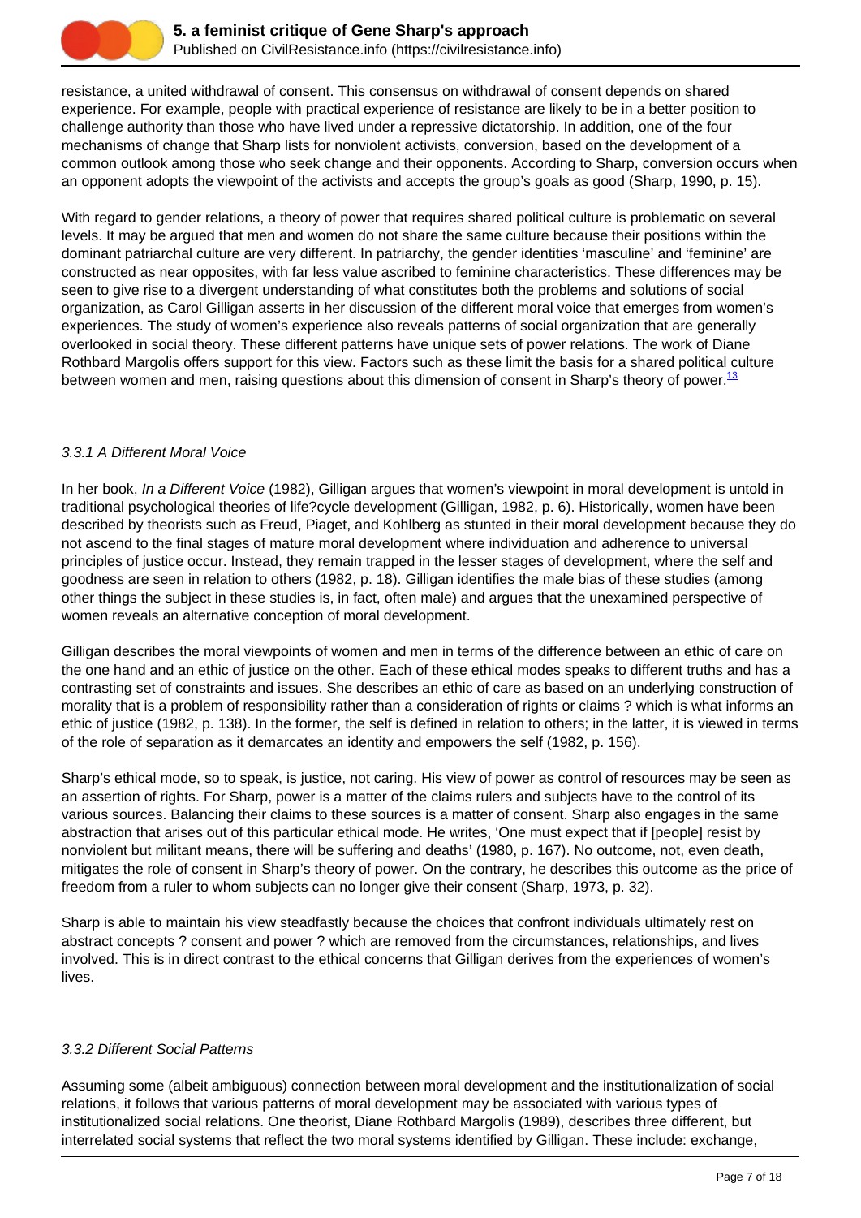resistance, a united withdrawal of consent. This consensus on withdrawal of consent depends on shared experience. For example, people with practical experience of resistance are likely to be in a better position to challenge authority than those who have lived under a repressive dictatorship. In addition, one of the four mechanisms of change that Sharp lists for nonviolent activists, conversion, based on the development of a common outlook among those who seek change and their opponents. According to Sharp, conversion occurs when an opponent adopts the viewpoint of the activists and accepts the group's goals as good (Sharp, 1990, p. 15).

With regard to gender relations, a theory of power that requires shared political culture is problematic on several levels. It may be argued that men and women do not share the same culture because their positions within the dominant patriarchal culture are very different. In patriarchy, the gender identities 'masculine' and 'feminine' are constructed as near opposites, with far less value ascribed to feminine characteristics. These differences may be seen to give rise to a divergent understanding of what constitutes both the problems and solutions of social organization, as Carol Gilligan asserts in her discussion of the different moral voice that emerges from women's experiences. The study of women's experience also reveals patterns of social organization that are generally overlooked in social theory. These different patterns have unique sets of power relations. The work of Diane Rothbard Margolis offers support for this view. Factors such as these limit the basis for a shared political culture between women and men, raising questions about this dimension of consent in Sharp's theory of power.[13]

### *3.3.1 A Different Moral Voice*

In her book, *In a Different Voice* (1982), Gilligan argues that women's viewpoint in moral development is untold in traditional psychological theories of life?cycle development (Gilligan, 1982, p. 6). Historically, women have been described by theorists such as Freud, Piaget, and Kohlberg as stunted in their moral development because they do not ascend to the final stages of mature moral development where individuation and adherence to universal principles of justice occur. Instead, they remain trapped in the lesser stages of development, where the self and goodness are seen in relation to others (1982, p. 18). Gilligan identifies the male bias of these studies (among other things the subject in these studies is, in fact, often male) and argues that the unexamined perspective of women reveals an alternative conception of moral development.

Gilligan describes the moral viewpoints of women and men in terms of the difference between an ethic of care on the one hand and an ethic of justice on the other. Each of these ethical modes speaks to different truths and has a contrasting set of constraints and issues. She describes an ethic of care as based on an underlying construction of morality that is a problem of responsibility rather than a consideration of rights or claims ? which is what informs an ethic of justice (1982, p. 138). In the former, the self is defined in relation to others; in the latter, it is viewed in terms of the role of separation as it demarcates an identity and empowers the self (1982, p. 156).

Sharp's ethical mode, so to speak, is justice, not caring. His view of power as control of resources may be seen as an assertion of rights. For Sharp, power is a matter of the claims rulers and subjects have to the control of its various sources. Balancing their claims to these sources is a matter of consent. Sharp also engages in the same abstraction that arises out of this particular ethical mode. He writes, 'One must expect that if [people] resist by nonviolent but militant means, there will be suffering and deaths' (1980, p. 167). No outcome, not, even death, mitigates the role of consent in Sharp's theory of power. On the contrary, he describes this outcome as the price of freedom from a ruler to whom subjects can no longer give their consent (Sharp, 1973, p. 32).

Sharp is able to maintain his view steadfastly because the choices that confront individuals ultimately rest on abstract concepts ? consent and power ? which are removed from the circumstances, relationships, and lives involved. This is in direct contrast to the ethical concerns that Gilligan derives from the experiences of women's lives.

### *3.3.2 Different Social Patterns*

Assuming some (albeit ambiguous) connection between moral development and the institutionalization of social relations, it follows that various patterns of moral development may be associated with various types of institutionalized social relations. One theorist, Diane Rothbard Margolis (1989), describes three different, but interrelated social systems that reflect the two moral systems identified by Gilligan. These include: exchange,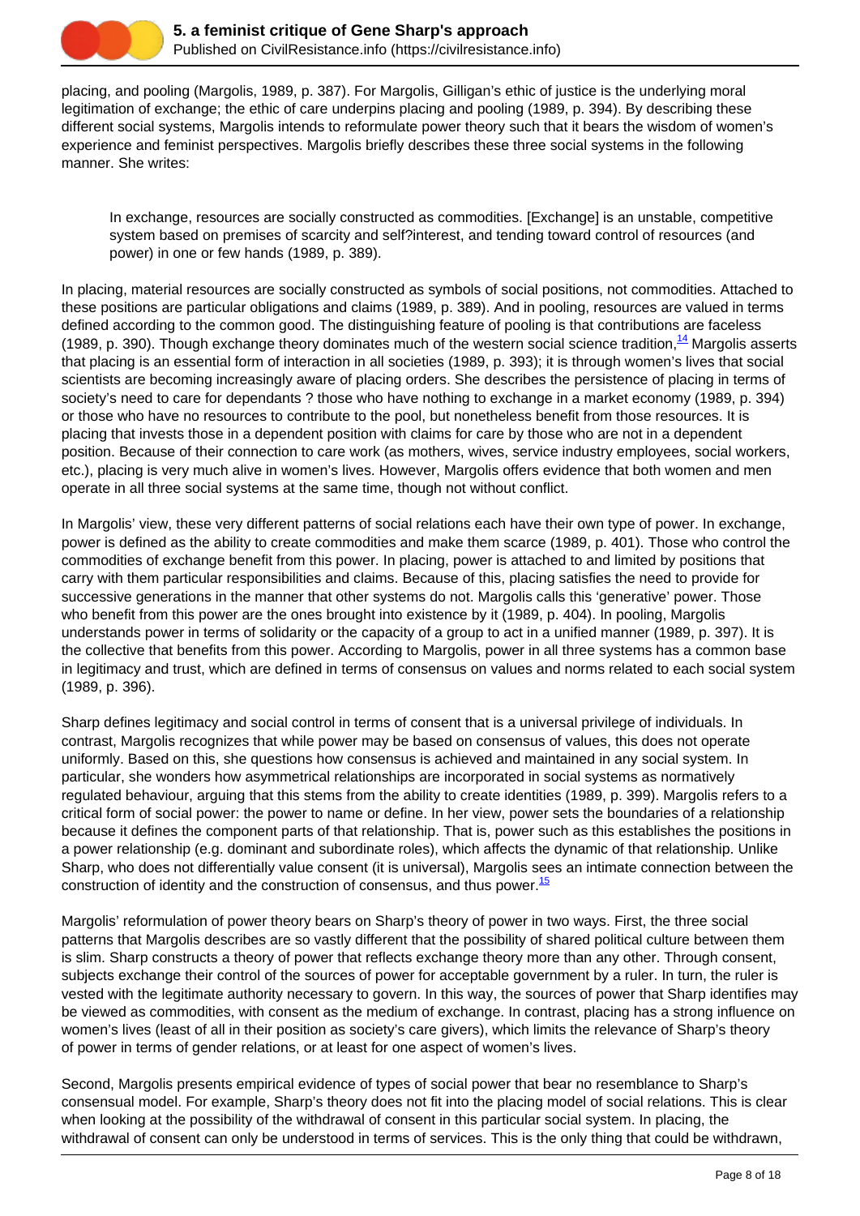placing, and pooling (Margolis, 1989, p. 387). For Margolis, Gilligan's ethic of justice is the underlying moral legitimation of exchange; the ethic of care underpins placing and pooling (1989, p. 394). By describing these different social systems, Margolis intends to reformulate power theory such that it bears the wisdom of women's experience and feminist perspectives. Margolis briefly describes these three social systems in the following manner. She writes:

> In exchange, resources are socially constructed as commodities. [Exchange] is an unstable, competitive system based on premises of scarcity and self?interest, and tending toward control of resources (and power) in one or few hands (1989, p. 389).

In placing, material resources are socially constructed as symbols of social positions, not commodities. Attached to these positions are particular obligations and claims (1989, p. 389). And in pooling, resources are valued in terms defined according to the common good. The distinguishing feature of pooling is that contributions are faceless (1989, p. 390). Though exchange theory dominates much of the western social science tradition,[14] Margolis asserts that placing is an essential form of interaction in all societies (1989, p. 393); it is through women's lives that social scientists are becoming increasingly aware of placing orders. She describes the persistence of placing in terms of society's need to care for dependants ? those who have nothing to exchange in a market economy (1989, p. 394) or those who have no resources to contribute to the pool, but nonetheless benefit from those resources. It is placing that invests those in a dependent position with claims for care by those who are not in a dependent position. Because of their connection to care work (as mothers, wives, service industry employees, social workers, etc.), placing is very much alive in women's lives. However, Margolis offers evidence that both women and men operate in all three social systems at the same time, though not without conflict.

In Margolis' view, these very different patterns of social relations each have their own type of power. In exchange, power is defined as the ability to create commodities and make them scarce (1989, p. 401). Those who control the commodities of exchange benefit from this power. In placing, power is attached to and limited by positions that carry with them particular responsibilities and claims. Because of this, placing satisfies the need to provide for successive generations in the manner that other systems do not. Margolis calls this 'generative' power. Those who benefit from this power are the ones brought into existence by it (1989, p. 404). In pooling, Margolis understands power in terms of solidarity or the capacity of a group to act in a unified manner (1989, p. 397). It is the collective that benefits from this power. According to Margolis, power in all three systems has a common base in legitimacy and trust, which are defined in terms of consensus on values and norms related to each social system (1989, p. 396).

Sharp defines legitimacy and social control in terms of consent that is a universal privilege of individuals. In contrast, Margolis recognizes that while power may be based on consensus of values, this does not operate uniformly. Based on this, she questions how consensus is achieved and maintained in any social system. In particular, she wonders how asymmetrical relationships are incorporated in social systems as normatively regulated behaviour, arguing that this stems from the ability to create identities (1989, p. 399). Margolis refers to a critical form of social power: the power to name or define. In her view, power sets the boundaries of a relationship because it defines the component parts of that relationship. That is, power such as this establishes the positions in a power relationship (e.g. dominant and subordinate roles), which affects the dynamic of that relationship. Unlike Sharp, who does not differentially value consent (it is universal), Margolis sees an intimate connection between the construction of identity and the construction of consensus, and thus power.[15]

Margolis' reformulation of power theory bears on Sharp's theory of power in two ways. First, the three social patterns that Margolis describes are so vastly different that the possibility of shared political culture between them is slim. Sharp constructs a theory of power that reflects exchange theory more than any other. Through consent, subjects exchange their control of the sources of power for acceptable government by a ruler. In turn, the ruler is vested with the legitimate authority necessary to govern. In this way, the sources of power that Sharp identifies may be viewed as commodities, with consent as the medium of exchange. In contrast, placing has a strong influence on women's lives (least of all in their position as society's care givers), which limits the relevance of Sharp's theory of power in terms of gender relations, or at least for one aspect of women's lives.

Second, Margolis presents empirical evidence of types of social power that bear no resemblance to Sharp's consensual model. For example, Sharp's theory does not fit into the placing model of social relations. This is clear when looking at the possibility of the withdrawal of consent in this particular social system. In placing, the withdrawal of consent can only be understood in terms of services. This is the only thing that could be withdrawn,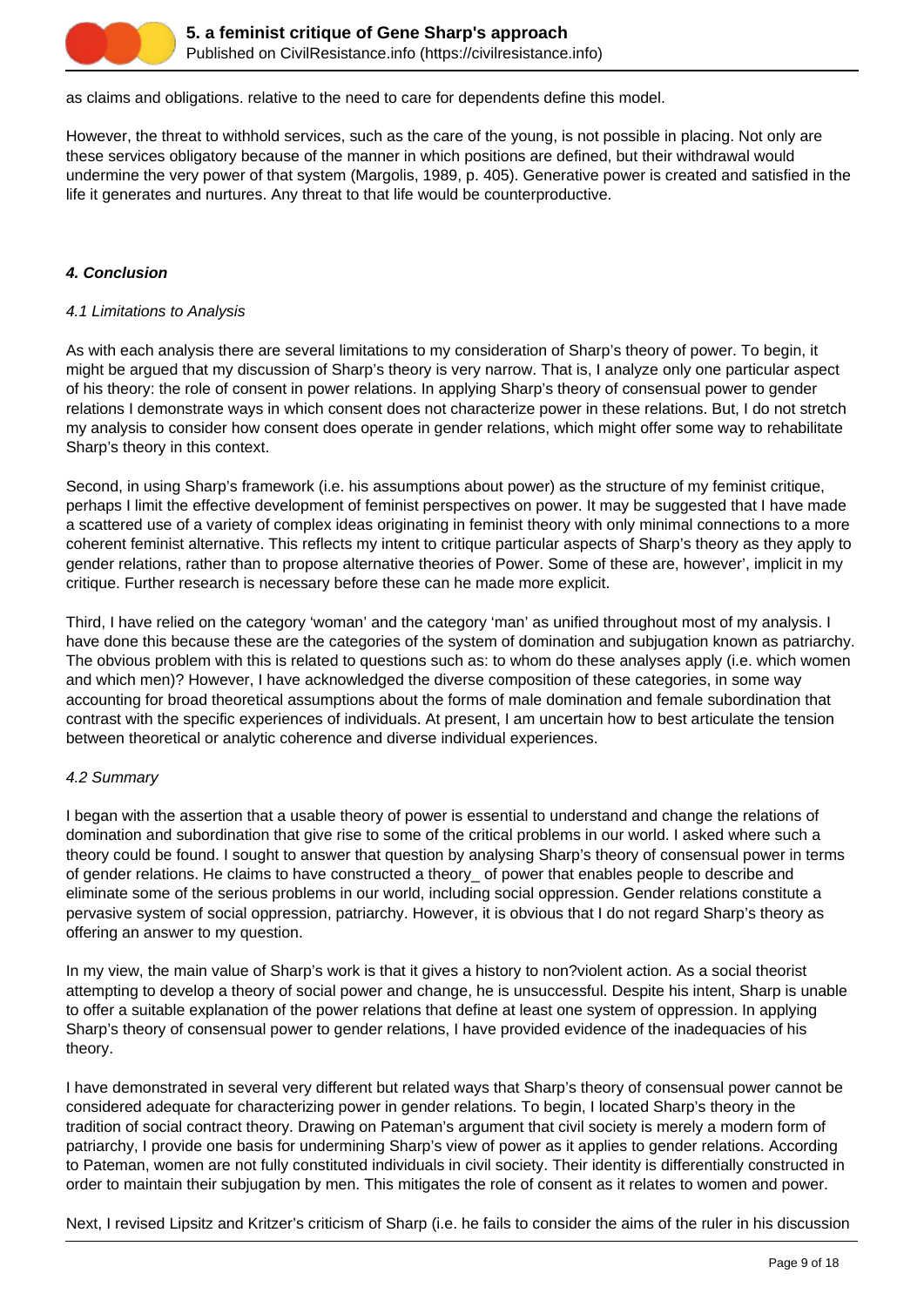as claims and obligations. relative to the need to care for dependents define this model.

However, the threat to withhold services, such as the care of the young, is not possible in placing. Not only are these services obligatory because of the manner in which positions are defined, but their withdrawal would undermine the very power of that system (Margolis, 1989, p. 405). Generative power is created and satisfied in the life it generates and nurtures. Any threat to that life would be counterproductive.

#### **4. Conclusion**

*4.1 Limitations to Analysis*

As with each analysis there are several limitations to my consideration of Sharp's theory of power. To begin, it might be argued that my discussion of Sharp's theory is very narrow. That is, I analyze only one particular aspect of his theory: the role of consent in power relations. In applying Sharp's theory of consensual power to gender relations I demonstrate ways in which consent does not characterize power in these relations. But, I do not stretch my analysis to consider how consent does operate in gender relations, which might offer some way to rehabilitate Sharp's theory in this context.

Second, in using Sharp's framework (i.e. his assumptions about power) as the structure of my feminist critique, perhaps I limit the effective development of feminist perspectives on power. It may be suggested that I have made a scattered use of a variety of complex ideas originating in feminist theory with only minimal connections to a more coherent feminist alternative. This reflects my intent to critique particular aspects of Sharp's theory as they apply to gender relations, rather than to propose alternative theories of Power. Some of these are, however', implicit in my critique. Further research is necessary before these can he made more explicit.

Third, I have relied on the category 'woman' and the category 'man' as unified throughout most of my analysis. I have done this because these are the categories of the system of domination and subjugation known as patriarchy. The obvious problem with this is related to questions such as: to whom do these analyses apply (i.e. which women and which men)? However, I have acknowledged the diverse composition of these categories, in some way accounting for broad theoretical assumptions about the forms of male domination and female subordination that contrast with the specific experiences of individuals. At present, I am uncertain how to best articulate the tension between theoretical or analytic coherence and diverse individual experiences.

*4.2 Summary*

I began with the assertion that a usable theory of power is essential to understand and change the relations of domination and subordination that give rise to some of the critical problems in our world. I asked where such a theory could be found. I sought to answer that question by analysing Sharp's theory of consensual power in terms of gender relations. He claims to have constructed a theory_ of power that enables people to describe and eliminate some of the serious problems in our world, including social oppression. Gender relations constitute a pervasive system of social oppression, patriarchy. However, it is obvious that I do not regard Sharp's theory as offering an answer to my question.

In my view, the main value of Sharp's work is that it gives a history to non?violent action. As a social theorist attempting to develop a theory of social power and change, he is unsuccessful. Despite his intent, Sharp is unable to offer a suitable explanation of the power relations that define at least one system of oppression. In applying Sharp's theory of consensual power to gender relations, I have provided evidence of the inadequacies of his theory.

I have demonstrated in several very different but related ways that Sharp's theory of consensual power cannot be considered adequate for characterizing power in gender relations. To begin, I located Sharp's theory in the tradition of social contract theory. Drawing on Pateman's argument that civil society is merely a modern form of patriarchy, I provide one basis for undermining Sharp's view of power as it applies to gender relations. According to Pateman, women are not fully constituted individuals in civil society. Their identity is differentially constructed in order to maintain their subjugation by men. This mitigates the role of consent as it relates to women and power.

Next, I revised Lipsitz and Kritzer's criticism of Sharp (i.e. he fails to consider the aims of the ruler in his discussion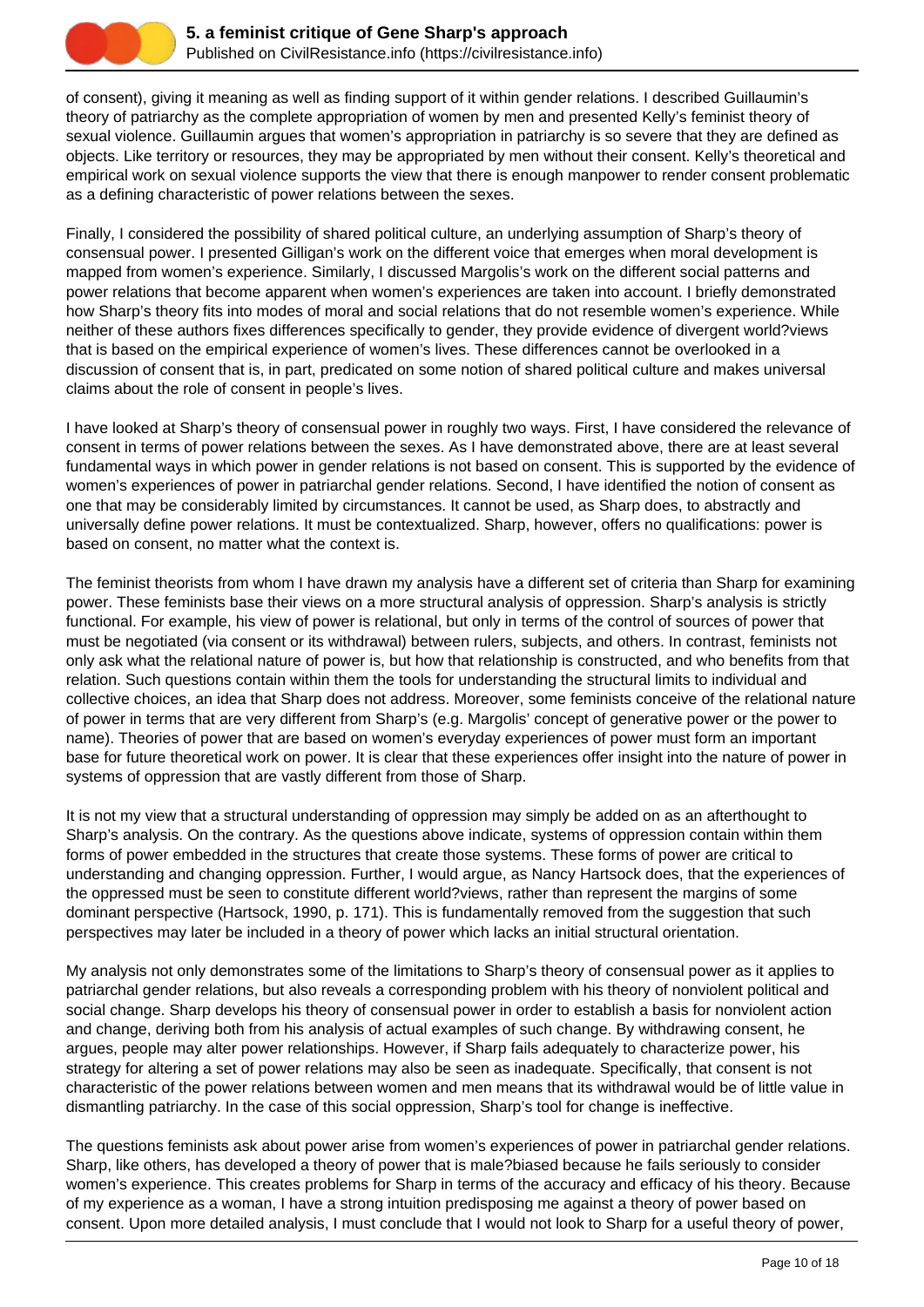of consent), giving it meaning as well as finding support of it within gender relations. I described Guillaumin's theory of patriarchy as the complete appropriation of women by men and presented Kelly's feminist theory of sexual violence. Guillaumin argues that women's appropriation in patriarchy is so severe that they are defined as objects. Like territory or resources, they may be appropriated by men without their consent. Kelly's theoretical and empirical work on sexual violence supports the view that there is enough manpower to render consent problematic as a defining characteristic of power relations between the sexes.

Finally, I considered the possibility of shared political culture, an underlying assumption of Sharp's theory of consensual power. I presented Gilligan's work on the different voice that emerges when moral development is mapped from women's experience. Similarly, I discussed Margolis's work on the different social patterns and power relations that become apparent when women's experiences are taken into account. I briefly demonstrated how Sharp's theory fits into modes of moral and social relations that do not resemble women's experience. While neither of these authors fixes differences specifically to gender, they provide evidence of divergent world?views that is based on the empirical experience of women's lives. These differences cannot be overlooked in a discussion of consent that is, in part, predicated on some notion of shared political culture and makes universal claims about the role of consent in people's lives.

I have looked at Sharp's theory of consensual power in roughly two ways. First, I have considered the relevance of consent in terms of power relations between the sexes. As I have demonstrated above, there are at least several fundamental ways in which power in gender relations is not based on consent. This is supported by the evidence of women's experiences of power in patriarchal gender relations. Second, I have identified the notion of consent as one that may be considerably limited by circumstances. It cannot be used, as Sharp does, to abstractly and universally define power relations. It must be contextualized. Sharp, however, offers no qualifications: power is based on consent, no matter what the context is.

The feminist theorists from whom I have drawn my analysis have a different set of criteria than Sharp for examining power. These feminists base their views on a more structural analysis of oppression. Sharp's analysis is strictly functional. For example, his view of power is relational, but only in terms of the control of sources of power that must be negotiated (via consent or its withdrawal) between rulers, subjects, and others. In contrast, feminists not only ask what the relational nature of power is, but how that relationship is constructed, and who benefits from that relation. Such questions contain within them the tools for understanding the structural limits to individual and collective choices, an idea that Sharp does not address. Moreover, some feminists conceive of the relational nature of power in terms that are very different from Sharp's (e.g. Margolis' concept of generative power or the power to name). Theories of power that are based on women's everyday experiences of power must form an important base for future theoretical work on power. It is clear that these experiences offer insight into the nature of power in systems of oppression that are vastly different from those of Sharp.

It is not my view that a structural understanding of oppression may simply be added on as an afterthought to Sharp's analysis. On the contrary. As the questions above indicate, systems of oppression contain within them forms of power embedded in the structures that create those systems. These forms of power are critical to understanding and changing oppression. Further, I would argue, as Nancy Hartsock does, that the experiences of the oppressed must be seen to constitute different world?views, rather than represent the margins of some dominant perspective (Hartsock, 1990, p. 171). This is fundamentally removed from the suggestion that such perspectives may later be included in a theory of power which lacks an initial structural orientation.

My analysis not only demonstrates some of the limitations to Sharp's theory of consensual power as it applies to patriarchal gender relations, but also reveals a corresponding problem with his theory of nonviolent political and social change. Sharp develops his theory of consensual power in order to establish a basis for nonviolent action and change, deriving both from his analysis of actual examples of such change. By withdrawing consent, he argues, people may alter power relationships. However, if Sharp fails adequately to characterize power, his strategy for altering a set of power relations may also be seen as inadequate. Specifically, that consent is not characteristic of the power relations between women and men means that its withdrawal would be of little value in dismantling patriarchy. In the case of this social oppression, Sharp's tool for change is ineffective.

The questions feminists ask about power arise from women's experiences of power in patriarchal gender relations. Sharp, like others, has developed a theory of power that is male?biased because he fails seriously to consider women's experience. This creates problems for Sharp in terms of the accuracy and efficacy of his theory. Because of my experience as a woman, I have a strong intuition predisposing me against a theory of power based on consent. Upon more detailed analysis, I must conclude that I would not look to Sharp for a useful theory of power,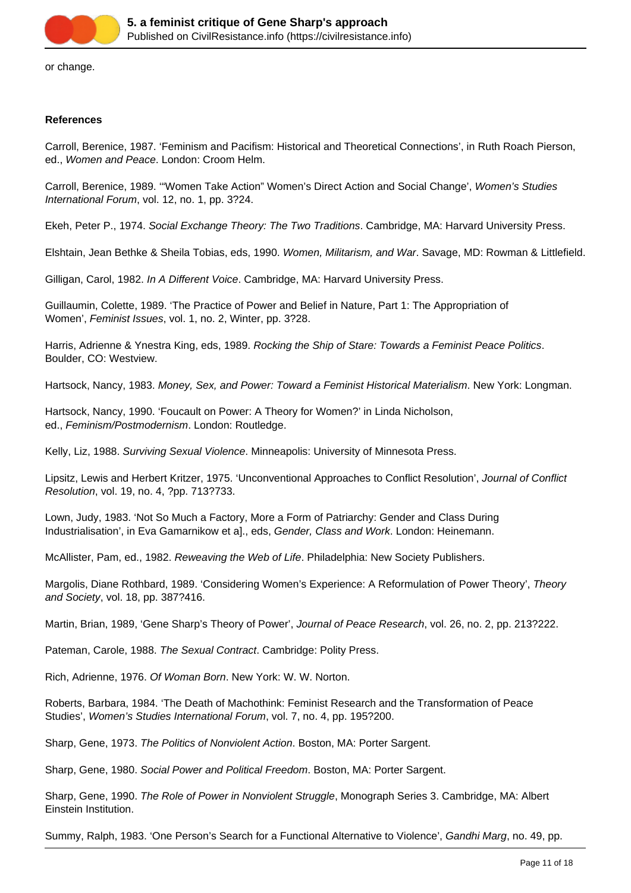or change.

**References**

Carroll, Berenice, 1987. 'Feminism and Pacifism: Historical and Theoretical Connections', in Ruth Roach Pierson, ed., *Women and Peace*. London: Croom Helm.

Carroll, Berenice, 1989. '"Women Take Action" Women's Direct Action and Social Change', *Women's Studies International Forum*, vol. 12, no. 1, pp. 3?24.

Ekeh, Peter P., 1974. *Social Exchange Theory: The Two Traditions*. Cambridge, MA: Harvard University Press.

Elshtain, Jean Bethke & Sheila Tobias, eds, 1990. *Women, Militarism, and War*. Savage, MD: Rowman & Littlefield.

Gilligan, Carol, 1982. *In A Different Voice*. Cambridge, MA: Harvard University Press.

Guillaumin, Colette, 1989. 'The Practice of Power and Belief in Nature, Part 1: The Appropriation of Women', *Feminist Issues*, vol. 1, no. 2, Winter, pp. 3?28.

Harris, Adrienne & Ynestra King, eds, 1989. *Rocking the Ship of Stare: Towards a Feminist Peace Politics*. Boulder, CO: Westview.

Hartsock, Nancy, 1983. *Money, Sex, and Power: Toward a Feminist Historical Materialism*. New York: Longman.

Hartsock, Nancy, 1990. 'Foucault on Power: A Theory for Women?' in Linda Nicholson, ed., *Feminism/Postmodernism*. London: Routledge.

Kelly, Liz, 1988. *Surviving Sexual Violence*. Minneapolis: University of Minnesota Press.

Lipsitz, Lewis and Herbert Kritzer, 1975. 'Unconventional Approaches to Conflict Resolution', *Journal of Conflict Resolution*, vol. 19, no. 4, ?pp. 713?733.

Lown, Judy, 1983. 'Not So Much a Factory, More a Form of Patriarchy: Gender and Class During Industrialisation', in Eva Gamarnikow et a]., eds, *Gender, Class and Work*. London: Heinemann.

McAllister, Pam, ed., 1982. *Reweaving the Web of Life*. Philadelphia: New Society Publishers.

Margolis, Diane Rothbard, 1989. 'Considering Women's Experience: A Reformulation of Power Theory', *Theory and Society*, vol. 18, pp. 387?416.

Martin, Brian, 1989, 'Gene Sharp's Theory of Power', *Journal of Peace Research*, vol. 26, no. 2, pp. 213?222.

Pateman, Carole, 1988. *The Sexual Contract*. Cambridge: Polity Press.

Rich, Adrienne, 1976. *Of Woman Born*. New York: W. W. Norton.

Roberts, Barbara, 1984. 'The Death of Machothink: Feminist Research and the Transformation of Peace Studies', *Women's Studies International Forum*, vol. 7, no. 4, pp. 195?200.

Sharp, Gene, 1973. *The Politics of Nonviolent Action*. Boston, MA: Porter Sargent.

Sharp, Gene, 1980. *Social Power and Political Freedom*. Boston, MA: Porter Sargent.

Sharp, Gene, 1990. *The Role of Power in Nonviolent Struggle*, Monograph Series 3. Cambridge, MA: Albert Einstein Institution.

Summy, Ralph, 1983. 'One Person's Search for a Functional Alternative to Violence', *Gandhi Marg*, no. 49, pp.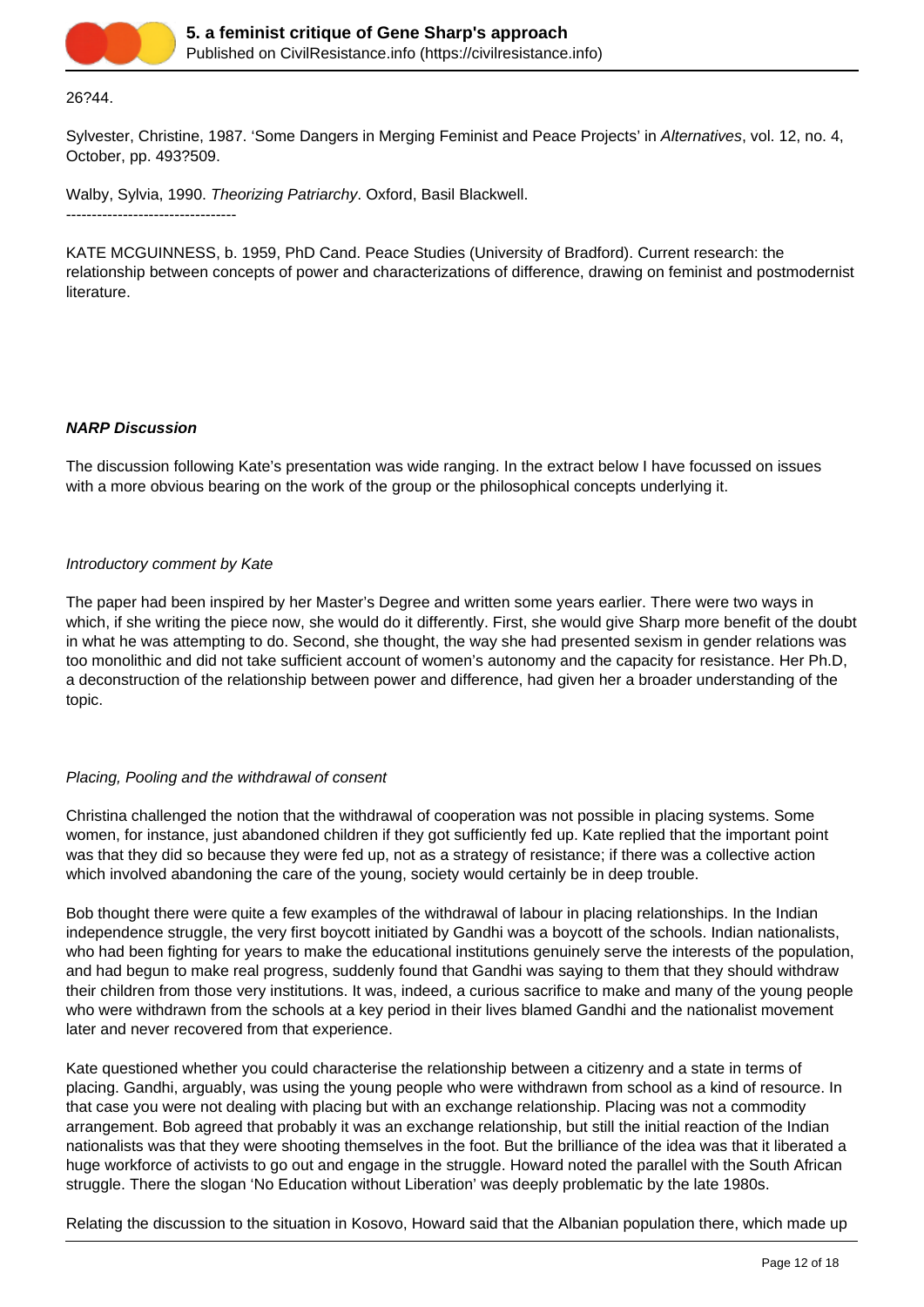26?44.

Sylvester, Christine, 1987. 'Some Dangers in Merging Feminist and Peace Projects' in *Alternatives*, vol. 12, no. 4, October, pp. 493?509.

Walby, Sylvia, 1990. *Theorizing Patriarchy*. Oxford, Basil Blackwell.

---------------------------------

KATE MCGUINNESS, b. 1959, PhD Cand. Peace Studies (University of Bradford). Current research: the relationship between concepts of power and characterizations of difference, drawing on feminist and postmodernist literature.

***NARP Discussion***

The discussion following Kate's presentation was wide ranging. In the extract below I have focussed on issues with a more obvious bearing on the work of the group or the philosophical concepts underlying it.

*Introductory comment by Kate*

The paper had been inspired by her Master's Degree and written some years earlier. There were two ways in which, if she writing the piece now, she would do it differently. First, she would give Sharp more benefit of the doubt in what he was attempting to do. Second, she thought, the way she had presented sexism in gender relations was too monolithic and did not take sufficient account of women's autonomy and the capacity for resistance. Her Ph.D, a deconstruction of the relationship between power and difference, had given her a broader understanding of the topic.

*Placing, Pooling and the withdrawal of consent*

Christina challenged the notion that the withdrawal of cooperation was not possible in placing systems. Some women, for instance, just abandoned children if they got sufficiently fed up. Kate replied that the important point was that they did so because they were fed up, not as a strategy of resistance; if there was a collective action which involved abandoning the care of the young, society would certainly be in deep trouble.

Bob thought there were quite a few examples of the withdrawal of labour in placing relationships. In the Indian independence struggle, the very first boycott initiated by Gandhi was a boycott of the schools. Indian nationalists, who had been fighting for years to make the educational institutions genuinely serve the interests of the population, and had begun to make real progress, suddenly found that Gandhi was saying to them that they should withdraw their children from those very institutions. It was, indeed, a curious sacrifice to make and many of the young people who were withdrawn from the schools at a key period in their lives blamed Gandhi and the nationalist movement later and never recovered from that experience.

Kate questioned whether you could characterise the relationship between a citizenry and a state in terms of placing. Gandhi, arguably, was using the young people who were withdrawn from school as a kind of resource. In that case you were not dealing with placing but with an exchange relationship. Placing was not a commodity arrangement. Bob agreed that probably it was an exchange relationship, but still the initial reaction of the Indian nationalists was that they were shooting themselves in the foot. But the brilliance of the idea was that it liberated a huge workforce of activists to go out and engage in the struggle. Howard noted the parallel with the South African struggle. There the slogan 'No Education without Liberation' was deeply problematic by the late 1980s.

Relating the discussion to the situation in Kosovo, Howard said that the Albanian population there, which made up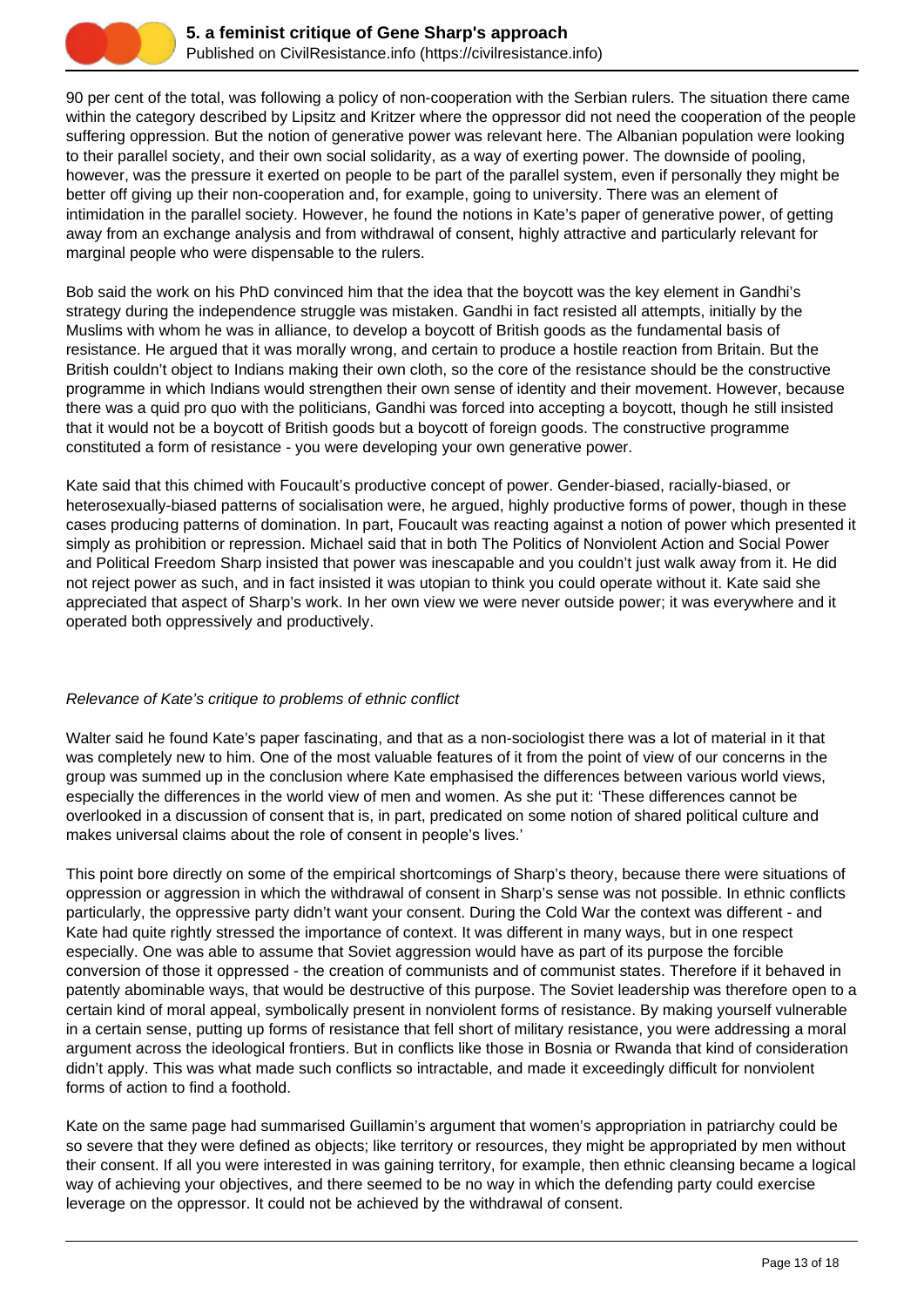90 per cent of the total, was following a policy of non-cooperation with the Serbian rulers. The situation there came within the category described by Lipsitz and Kritzer where the oppressor did not need the cooperation of the people suffering oppression. But the notion of generative power was relevant here. The Albanian population were looking to their parallel society, and their own social solidarity, as a way of exerting power. The downside of pooling, however, was the pressure it exerted on people to be part of the parallel system, even if personally they might be better off giving up their non-cooperation and, for example, going to university. There was an element of intimidation in the parallel society. However, he found the notions in Kate's paper of generative power, of getting away from an exchange analysis and from withdrawal of consent, highly attractive and particularly relevant for marginal people who were dispensable to the rulers.

Bob said the work on his PhD convinced him that the idea that the boycott was the key element in Gandhi's strategy during the independence struggle was mistaken. Gandhi in fact resisted all attempts, initially by the Muslims with whom he was in alliance, to develop a boycott of British goods as the fundamental basis of resistance. He argued that it was morally wrong, and certain to produce a hostile reaction from Britain. But the British couldn't object to Indians making their own cloth, so the core of the resistance should be the constructive programme in which Indians would strengthen their own sense of identity and their movement. However, because there was a quid pro quo with the politicians, Gandhi was forced into accepting a boycott, though he still insisted that it would not be a boycott of British goods but a boycott of foreign goods. The constructive programme constituted a form of resistance - you were developing your own generative power.

Kate said that this chimed with Foucault's productive concept of power. Gender-biased, racially-biased, or heterosexually-biased patterns of socialisation were, he argued, highly productive forms of power, though in these cases producing patterns of domination. In part, Foucault was reacting against a notion of power which presented it simply as prohibition or repression. Michael said that in both The Politics of Nonviolent Action and Social Power and Political Freedom Sharp insisted that power was inescapable and you couldn't just walk away from it. He did not reject power as such, and in fact insisted it was utopian to think you could operate without it. Kate said she appreciated that aspect of Sharp's work. In her own view we were never outside power; it was everywhere and it operated both oppressively and productively.

*Relevance of Kate's critique to problems of ethnic conflict*

Walter said he found Kate's paper fascinating, and that as a non-sociologist there was a lot of material in it that was completely new to him. One of the most valuable features of it from the point of view of our concerns in the group was summed up in the conclusion where Kate emphasised the differences between various world views, especially the differences in the world view of men and women. As she put it: 'These differences cannot be overlooked in a discussion of consent that is, in part, predicated on some notion of shared political culture and makes universal claims about the role of consent in people's lives.'

This point bore directly on some of the empirical shortcomings of Sharp's theory, because there were situations of oppression or aggression in which the withdrawal of consent in Sharp's sense was not possible. In ethnic conflicts particularly, the oppressive party didn't want your consent. During the Cold War the context was different - and Kate had quite rightly stressed the importance of context. It was different in many ways, but in one respect especially. One was able to assume that Soviet aggression would have as part of its purpose the forcible conversion of those it oppressed - the creation of communists and of communist states. Therefore if it behaved in patently abominable ways, that would be destructive of this purpose. The Soviet leadership was therefore open to a certain kind of moral appeal, symbolically present in nonviolent forms of resistance. By making yourself vulnerable in a certain sense, putting up forms of resistance that fell short of military resistance, you were addressing a moral argument across the ideological frontiers. But in conflicts like those in Bosnia or Rwanda that kind of consideration didn't apply. This was what made such conflicts so intractable, and made it exceedingly difficult for nonviolent forms of action to find a foothold.

Kate on the same page had summarised Guillamin's argument that women's appropriation in patriarchy could be so severe that they were defined as objects; like territory or resources, they might be appropriated by men without their consent. If all you were interested in was gaining territory, for example, then ethnic cleansing became a logical way of achieving your objectives, and there seemed to be no way in which the defending party could exercise leverage on the oppressor. It could not be achieved by the withdrawal of consent.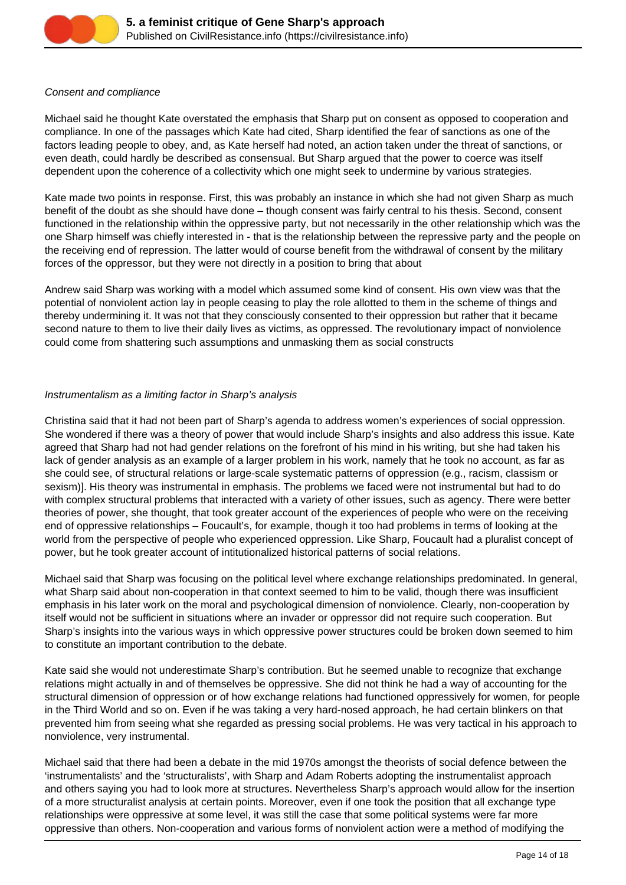*Consent and compliance*

Michael said he thought Kate overstated the emphasis that Sharp put on consent as opposed to cooperation and compliance. In one of the passages which Kate had cited, Sharp identified the fear of sanctions as one of the factors leading people to obey, and, as Kate herself had noted, an action taken under the threat of sanctions, or even death, could hardly be described as consensual. But Sharp argued that the power to coerce was itself dependent upon the coherence of a collectivity which one might seek to undermine by various strategies.

Kate made two points in response. First, this was probably an instance in which she had not given Sharp as much benefit of the doubt as she should have done – though consent was fairly central to his thesis. Second, consent functioned in the relationship within the oppressive party, but not necessarily in the other relationship which was the one Sharp himself was chiefly interested in - that is the relationship between the repressive party and the people on the receiving end of repression. The latter would of course benefit from the withdrawal of consent by the military forces of the oppressor, but they were not directly in a position to bring that about

Andrew said Sharp was working with a model which assumed some kind of consent. His own view was that the potential of nonviolent action lay in people ceasing to play the role allotted to them in the scheme of things and thereby undermining it. It was not that they consciously consented to their oppression but rather that it became second nature to them to live their daily lives as victims, as oppressed. The revolutionary impact of nonviolence could come from shattering such assumptions and unmasking them as social constructs

*Instrumentalism as a limiting factor in Sharp's analysis*

Christina said that it had not been part of Sharp's agenda to address women's experiences of social oppression. She wondered if there was a theory of power that would include Sharp's insights and also address this issue. Kate agreed that Sharp had not had gender relations on the forefront of his mind in his writing, but she had taken his lack of gender analysis as an example of a larger problem in his work, namely that he took no account, as far as she could see, of structural relations or large-scale systematic patterns of oppression (e.g., racism, classism or sexism)]. His theory was instrumental in emphasis. The problems we faced were not instrumental but had to do with complex structural problems that interacted with a variety of other issues, such as agency. There were better theories of power, she thought, that took greater account of the experiences of people who were on the receiving end of oppressive relationships – Foucault's, for example, though it too had problems in terms of looking at the world from the perspective of people who experienced oppression. Like Sharp, Foucault had a pluralist concept of power, but he took greater account of intitutionalized historical patterns of social relations.

Michael said that Sharp was focusing on the political level where exchange relationships predominated. In general, what Sharp said about non-cooperation in that context seemed to him to be valid, though there was insufficient emphasis in his later work on the moral and psychological dimension of nonviolence. Clearly, non-cooperation by itself would not be sufficient in situations where an invader or oppressor did not require such cooperation. But Sharp's insights into the various ways in which oppressive power structures could be broken down seemed to him to constitute an important contribution to the debate.

Kate said she would not underestimate Sharp's contribution. But he seemed unable to recognize that exchange relations might actually in and of themselves be oppressive. She did not think he had a way of accounting for the structural dimension of oppression or of how exchange relations had functioned oppressively for women, for people in the Third World and so on. Even if he was taking a very hard-nosed approach, he had certain blinkers on that prevented him from seeing what she regarded as pressing social problems. He was very tactical in his approach to nonviolence, very instrumental.

Michael said that there had been a debate in the mid 1970s amongst the theorists of social defence between the 'instrumentalists' and the 'structuralists', with Sharp and Adam Roberts adopting the instrumentalist approach and others saying you had to look more at structures. Nevertheless Sharp's approach would allow for the insertion of a more structuralist analysis at certain points. Moreover, even if one took the position that all exchange type relationships were oppressive at some level, it was still the case that some political systems were far more oppressive than others. Non-cooperation and various forms of nonviolent action were a method of modifying the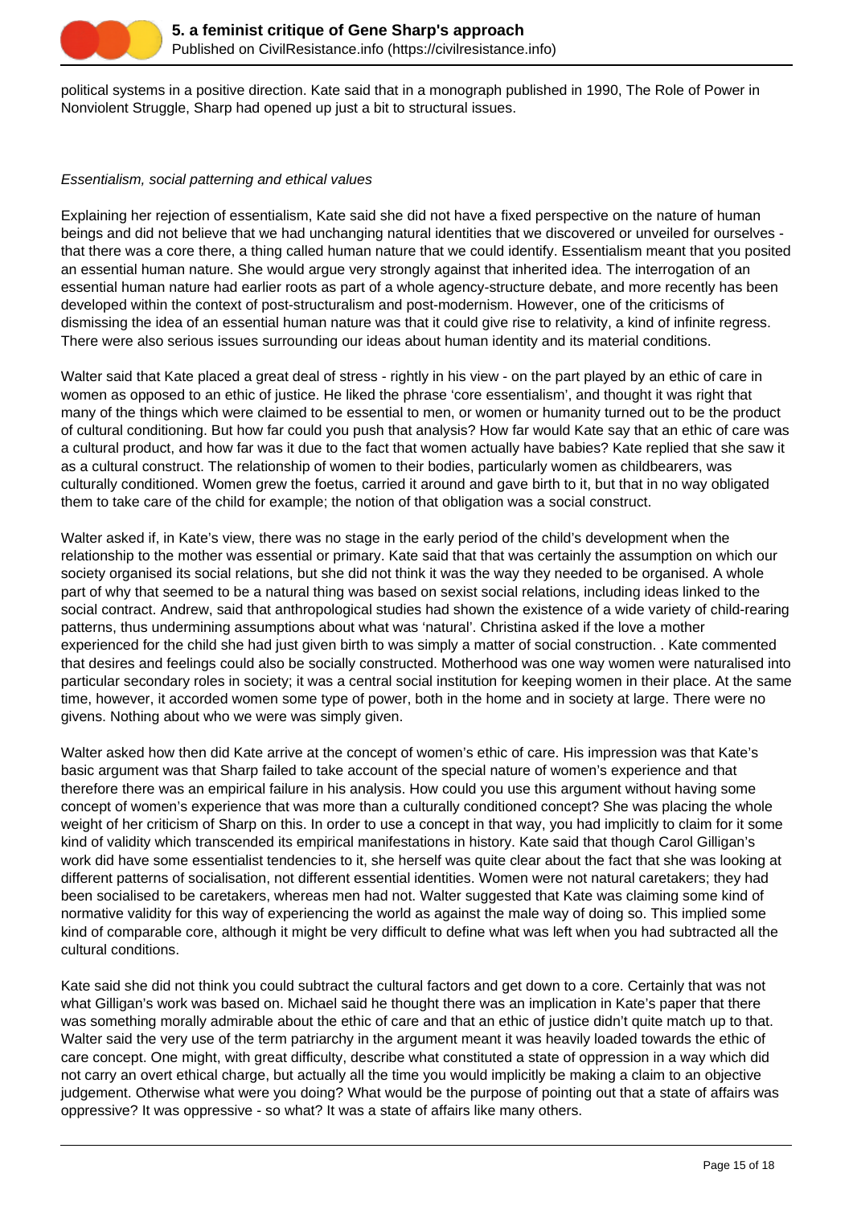political systems in a positive direction. Kate said that in a monograph published in 1990, The Role of Power in Nonviolent Struggle, Sharp had opened up just a bit to structural issues.

*Essentialism, social patterning and ethical values*

Explaining her rejection of essentialism, Kate said she did not have a fixed perspective on the nature of human beings and did not believe that we had unchanging natural identities that we discovered or unveiled for ourselves - that there was a core there, a thing called human nature that we could identify. Essentialism meant that you posited an essential human nature. She would argue very strongly against that inherited idea. The interrogation of an essential human nature had earlier roots as part of a whole agency-structure debate, and more recently has been developed within the context of post-structuralism and post-modernism. However, one of the criticisms of dismissing the idea of an essential human nature was that it could give rise to relativity, a kind of infinite regress. There were also serious issues surrounding our ideas about human identity and its material conditions.

Walter said that Kate placed a great deal of stress - rightly in his view - on the part played by an ethic of care in women as opposed to an ethic of justice. He liked the phrase 'core essentialism', and thought it was right that many of the things which were claimed to be essential to men, or women or humanity turned out to be the product of cultural conditioning. But how far could you push that analysis? How far would Kate say that an ethic of care was a cultural product, and how far was it due to the fact that women actually have babies? Kate replied that she saw it as a cultural construct. The relationship of women to their bodies, particularly women as childbearers, was culturally conditioned. Women grew the foetus, carried it around and gave birth to it, but that in no way obligated them to take care of the child for example; the notion of that obligation was a social construct.

Walter asked if, in Kate's view, there was no stage in the early period of the child's development when the relationship to the mother was essential or primary. Kate said that that was certainly the assumption on which our society organised its social relations, but she did not think it was the way they needed to be organised. A whole part of why that seemed to be a natural thing was based on sexist social relations, including ideas linked to the social contract. Andrew, said that anthropological studies had shown the existence of a wide variety of child-rearing patterns, thus undermining assumptions about what was 'natural'. Christina asked if the love a mother experienced for the child she had just given birth to was simply a matter of social construction. . Kate commented that desires and feelings could also be socially constructed. Motherhood was one way women were naturalised into particular secondary roles in society; it was a central social institution for keeping women in their place. At the same time, however, it accorded women some type of power, both in the home and in society at large. There were no givens. Nothing about who we were was simply given.

Walter asked how then did Kate arrive at the concept of women's ethic of care. His impression was that Kate's basic argument was that Sharp failed to take account of the special nature of women's experience and that therefore there was an empirical failure in his analysis. How could you use this argument without having some concept of women's experience that was more than a culturally conditioned concept? She was placing the whole weight of her criticism of Sharp on this. In order to use a concept in that way, you had implicitly to claim for it some kind of validity which transcended its empirical manifestations in history. Kate said that though Carol Gilligan's work did have some essentialist tendencies to it, she herself was quite clear about the fact that she was looking at different patterns of socialisation, not different essential identities. Women were not natural caretakers; they had been socialised to be caretakers, whereas men had not. Walter suggested that Kate was claiming some kind of normative validity for this way of experiencing the world as against the male way of doing so. This implied some kind of comparable core, although it might be very difficult to define what was left when you had subtracted all the cultural conditions.

Kate said she did not think you could subtract the cultural factors and get down to a core. Certainly that was not what Gilligan's work was based on. Michael said he thought there was an implication in Kate's paper that there was something morally admirable about the ethic of care and that an ethic of justice didn't quite match up to that. Walter said the very use of the term patriarchy in the argument meant it was heavily loaded towards the ethic of care concept. One might, with great difficulty, describe what constituted a state of oppression in a way which did not carry an overt ethical charge, but actually all the time you would implicitly be making a claim to an objective judgement. Otherwise what were you doing? What would be the purpose of pointing out that a state of affairs was oppressive? It was oppressive - so what? It was a state of affairs like many others.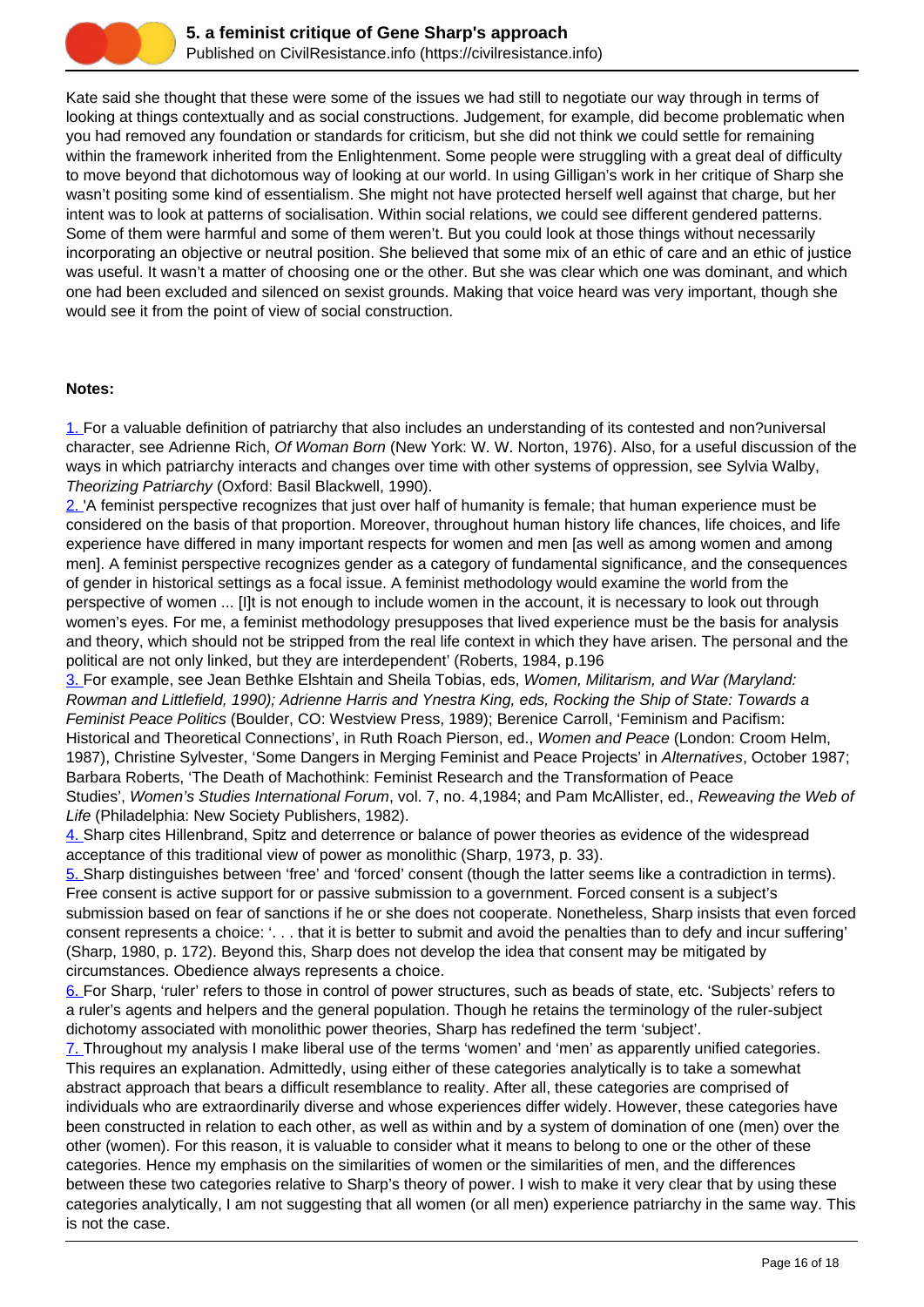Kate said she thought that these were some of the issues we had still to negotiate our way through in terms of looking at things contextually and as social constructions. Judgement, for example, did become problematic when you had removed any foundation or standards for criticism, but she did not think we could settle for remaining within the framework inherited from the Enlightenment. Some people were struggling with a great deal of difficulty to move beyond that dichotomous way of looking at our world. In using Gilligan's work in her critique of Sharp she wasn't positing some kind of essentialism. She might not have protected herself well against that charge, but her intent was to look at patterns of socialisation. Within social relations, we could see different gendered patterns. Some of them were harmful and some of them weren't. But you could look at those things without necessarily incorporating an objective or neutral position. She believed that some mix of an ethic of care and an ethic of justice was useful. It wasn't a matter of choosing one or the other. But she was clear which one was dominant, and which one had been excluded and silenced on sexist grounds. Making that voice heard was very important, though she would see it from the point of view of social construction.

**Notes:**

1. For a valuable definition of patriarchy that also includes an understanding of its contested and non?universal character, see Adrienne Rich, *Of Woman Born* (New York: W. W. Norton, 1976). Also, for a useful discussion of the ways in which patriarchy interacts and changes over time with other systems of oppression, see Sylvia Walby, *Theorizing Patriarchy* (Oxford: Basil Blackwell, 1990).

2. 'A feminist perspective recognizes that just over half of humanity is female; that human experience must be considered on the basis of that proportion. Moreover, throughout human history life chances, life choices, and life experience have differed in many important respects for women and men [as well as among women and among men]. A feminist perspective recognizes gender as a category of fundamental significance, and the consequences of gender in historical settings as a focal issue. A feminist methodology would examine the world from the perspective of women ... [I]t is not enough to include women in the account, it is necessary to look out through women's eyes. For me, a feminist methodology presupposes that lived experience must be the basis for analysis and theory, which should not be stripped from the real life context in which they have arisen. The personal and the political are not only linked, but they are interdependent' (Roberts, 1984, p.196

3. For example, see Jean Bethke Elshtain and Sheila Tobias, eds, *Women, Militarism, and War (Maryland: Rowman and Littlefield, 1990); Adrienne Harris and Ynestra King, eds, Rocking the Ship of State: Towards a Feminist Peace Politics* (Boulder, CO: Westview Press, 1989); Berenice Carroll, 'Feminism and Pacifism: Historical and Theoretical Connections', in Ruth Roach Pierson, ed., *Women and Peace* (London: Croom Helm, 1987), Christine Sylvester, 'Some Dangers in Merging Feminist and Peace Projects' in *Alternatives*, October 1987; Barbara Roberts, 'The Death of Machothink: Feminist Research and the Transformation of Peace Studies', *Women's Studies International Forum*, vol. 7, no. 4,1984; and Pam McAllister, ed., *Reweaving the Web of Life* (Philadelphia: New Society Publishers, 1982).

4. Sharp cites Hillenbrand, Spitz and deterrence or balance of power theories as evidence of the widespread acceptance of this traditional view of power as monolithic (Sharp, 1973, p. 33).

5. Sharp distinguishes between 'free' and 'forced' consent (though the latter seems like a contradiction in terms). Free consent is active support for or passive submission to a government. Forced consent is a subject's submission based on fear of sanctions if he or she does not cooperate. Nonetheless, Sharp insists that even forced consent represents a choice: '. . . that it is better to submit and avoid the penalties than to defy and incur suffering' (Sharp, 1980, p. 172). Beyond this, Sharp does not develop the idea that consent may be mitigated by circumstances. Obedience always represents a choice.

6. For Sharp, 'ruler' refers to those in control of power structures, such as beads of state, etc. 'Subjects' refers to a ruler's agents and helpers and the general population. Though he retains the terminology of the ruler-subject dichotomy associated with monolithic power theories, Sharp has redefined the term 'subject'.

7. Throughout my analysis I make liberal use of the terms 'women' and 'men' as apparently unified categories. This requires an explanation. Admittedly, using either of these categories analytically is to take a somewhat abstract approach that bears a difficult resemblance to reality. After all, these categories are comprised of individuals who are extraordinarily diverse and whose experiences differ widely. However, these categories have been constructed in relation to each other, as well as within and by a system of domination of one (men) over the other (women). For this reason, it is valuable to consider what it means to belong to one or the other of these categories. Hence my emphasis on the similarities of women or the similarities of men, and the differences between these two categories relative to Sharp's theory of power. I wish to make it very clear that by using these categories analytically, I am not suggesting that all women (or all men) experience patriarchy in the same way. This is not the case.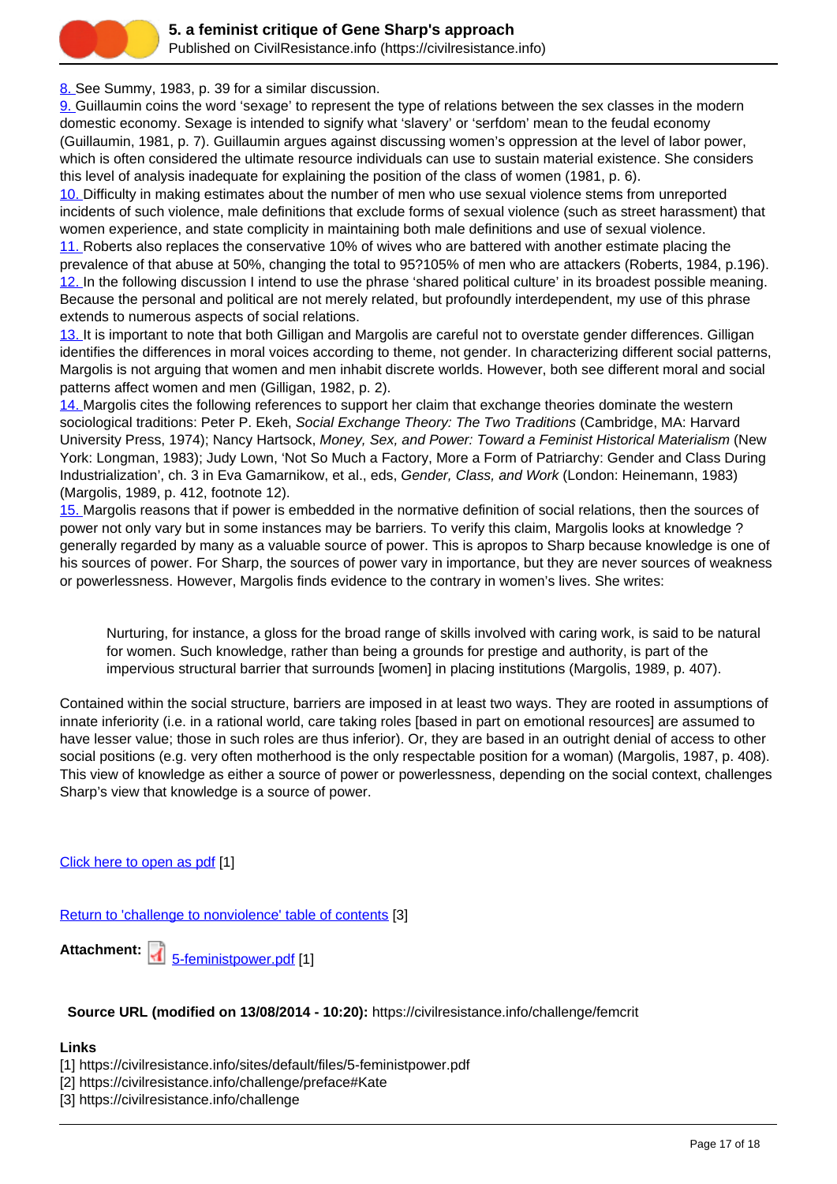8. See Summy, 1983, p. 39 for a similar discussion.
9. Guillaumin coins the word 'sexage' to represent the type of relations between the sex classes in the modern domestic economy. Sexage is intended to signify what 'slavery' or 'serfdom' mean to the feudal economy (Guillaumin, 1981, p. 7). Guillaumin argues against discussing women's oppression at the level of labor power, which is often considered the ultimate resource individuals can use to sustain material existence. She considers this level of analysis inadequate for explaining the position of the class of women (1981, p. 6).
10. Difficulty in making estimates about the number of men who use sexual violence stems from unreported incidents of such violence, male definitions that exclude forms of sexual violence (such as street harassment) that women experience, and state complicity in maintaining both male definitions and use of sexual violence.
11. Roberts also replaces the conservative 10% of wives who are battered with another estimate placing the prevalence of that abuse at 50%, changing the total to 95?105% of men who are attackers (Roberts, 1984, p.196).
12. In the following discussion I intend to use the phrase 'shared political culture' in its broadest possible meaning. Because the personal and political are not merely related, but profoundly interdependent, my use of this phrase extends to numerous aspects of social relations.
13. It is important to note that both Gilligan and Margolis are careful not to overstate gender differences. Gilligan identifies the differences in moral voices according to theme, not gender. In characterizing different social patterns, Margolis is not arguing that women and men inhabit discrete worlds. However, both see different moral and social patterns affect women and men (Gilligan, 1982, p. 2).
14. Margolis cites the following references to support her claim that exchange theories dominate the western sociological traditions: Peter P. Ekeh, *Social Exchange Theory: The Two Traditions* (Cambridge, MA: Harvard University Press, 1974); Nancy Hartsock, *Money, Sex, and Power: Toward a Feminist Historical Materialism* (New York: Longman, 1983); Judy Lown, 'Not So Much a Factory, More a Form of Patriarchy: Gender and Class During Industrialization', ch. 3 in Eva Gamarnikow, et al., eds, *Gender, Class, and Work* (London: Heinemann, 1983) (Margolis, 1989, p. 412, footnote 12).
15. Margolis reasons that if power is embedded in the normative definition of social relations, then the sources of power not only vary but in some instances may be barriers. To verify this claim, Margolis looks at knowledge ? generally regarded by many as a valuable source of power. This is apropos to Sharp because knowledge is one of his sources of power. For Sharp, the sources of power vary in importance, but they are never sources of weakness or powerlessness. However, Margolis finds evidence to the contrary in women's lives. She writes:

> Nurturing, for instance, a gloss for the broad range of skills involved with caring work, is said to be natural for women. Such knowledge, rather than being a grounds for prestige and authority, is part of the impervious structural barrier that surrounds [women] in placing institutions (Margolis, 1989, p. 407).

Contained within the social structure, barriers are imposed in at least two ways. They are rooted in assumptions of innate inferiority (i.e. in a rational world, care taking roles [based in part on emotional resources] are assumed to have lesser value; those in such roles are thus inferior). Or, they are based in an outright denial of access to other social positions (e.g. very often motherhood is the only respectable position for a woman) (Margolis, 1987, p. 408). This view of knowledge as either a source of power or powerlessness, depending on the social context, challenges Sharp's view that knowledge is a source of power.

Click here to open as pdf [1]

Return to 'challenge to nonviolence' table of contents [3]

**Attachment:** 5-feministpower.pdf [1]

**Source URL (modified on 13/08/2014 - 10:20):** https://civilresistance.info/challenge/femcrit

**Links**
[1] https://civilresistance.info/sites/default/files/5-feministpower.pdf
[2] https://civilresistance.info/challenge/preface#Kate
[3] https://civilresistance.info/challenge